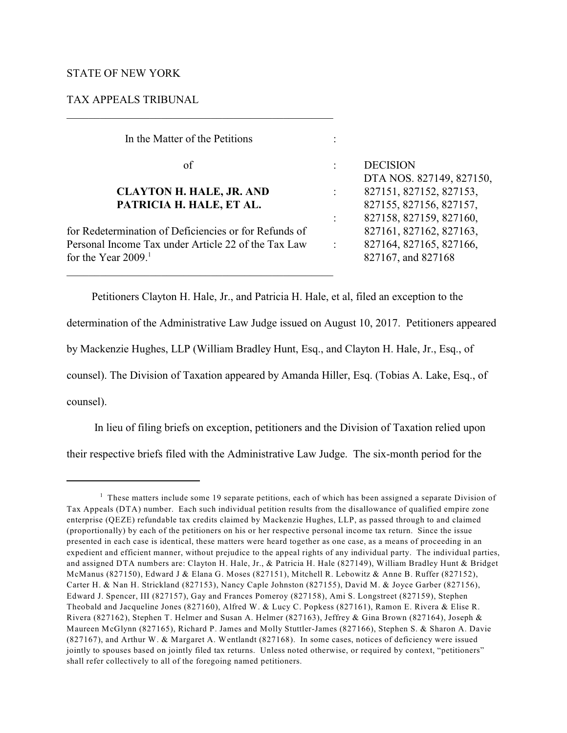STATE OF NEW YORK

TAX APPEALS TRIBUNAL

---

| In the Matter of the Petitions | : | |
|---|---|---|
| of | : | DECISION<br>DTA NOS. 827149, 827150, |
| **CLAYTON H. HALE, JR. AND** | : | 827151, 827152, 827153, |
| **PATRICIA H. HALE, ET AL.** | | 827155, 827156, 827157, |
| | : | 827158, 827159, 827160, |
| for Redetermination of Deficiencies or for Refunds of | | 827161, 827162, 827163, |
| Personal Income Tax under Article 22 of the Tax Law | : | 827164, 827165, 827166, |
| for the Year 2009.[1] | | 827167, and 827168 |

---

Petitioners Clayton H. Hale, Jr., and Patricia H. Hale, et al, filed an exception to the determination of the Administrative Law Judge issued on August 10, 2017. Petitioners appeared by Mackenzie Hughes, LLP (William Bradley Hunt, Esq., and Clayton H. Hale, Jr., Esq., of counsel). The Division of Taxation appeared by Amanda Hiller, Esq. (Tobias A. Lake, Esq., of counsel).

In lieu of filing briefs on exception, petitioners and the Division of Taxation relied upon their respective briefs filed with the Administrative Law Judge. The six-month period for the

---

[1] These matters include some 19 separate petitions, each of which has been assigned a separate Division of Tax Appeals (DTA) number. Each such individual petition results from the disallowance of qualified empire zone enterprise (QEZE) refundable tax credits claimed by Mackenzie Hughes, LLP, as passed through to and claimed (proportionally) by each of the petitioners on his or her respective personal income tax return. Since the issue presented in each case is identical, these matters were heard together as one case, as a means of proceeding in an expedient and efficient manner, without prejudice to the appeal rights of any individual party. The individual parties, and assigned DTA numbers are: Clayton H. Hale, Jr., & Patricia H. Hale (827149), William Bradley Hunt & Bridget McManus (827150), Edward J & Elana G. Moses (827151), Mitchell R. Lebowitz & Anne B. Ruffer (827152), Carter H. & Nan H. Strickland (827153), Nancy Caple Johnston (827155), David M. & Joyce Garber (827156), Edward J. Spencer, III (827157), Gay and Frances Pomeroy (827158), Ami S. Longstreet (827159), Stephen Theobald and Jacqueline Jones (827160), Alfred W. & Lucy C. Popkess (827161), Ramon E. Rivera & Elise R. Rivera (827162), Stephen T. Helmer and Susan A. Helmer (827163), Jeffrey & Gina Brown (827164), Joseph & Maureen McGlynn (827165), Richard P. James and Molly Stuttler-James (827166), Stephen S. & Sharon A. Davie (827167), and Arthur W. & Margaret A. Wentlandt (827168). In some cases, notices of deficiency were issued jointly to spouses based on jointly filed tax returns. Unless noted otherwise, or required by context, "petitioners" shall refer collectively to all of the foregoing named petitioners.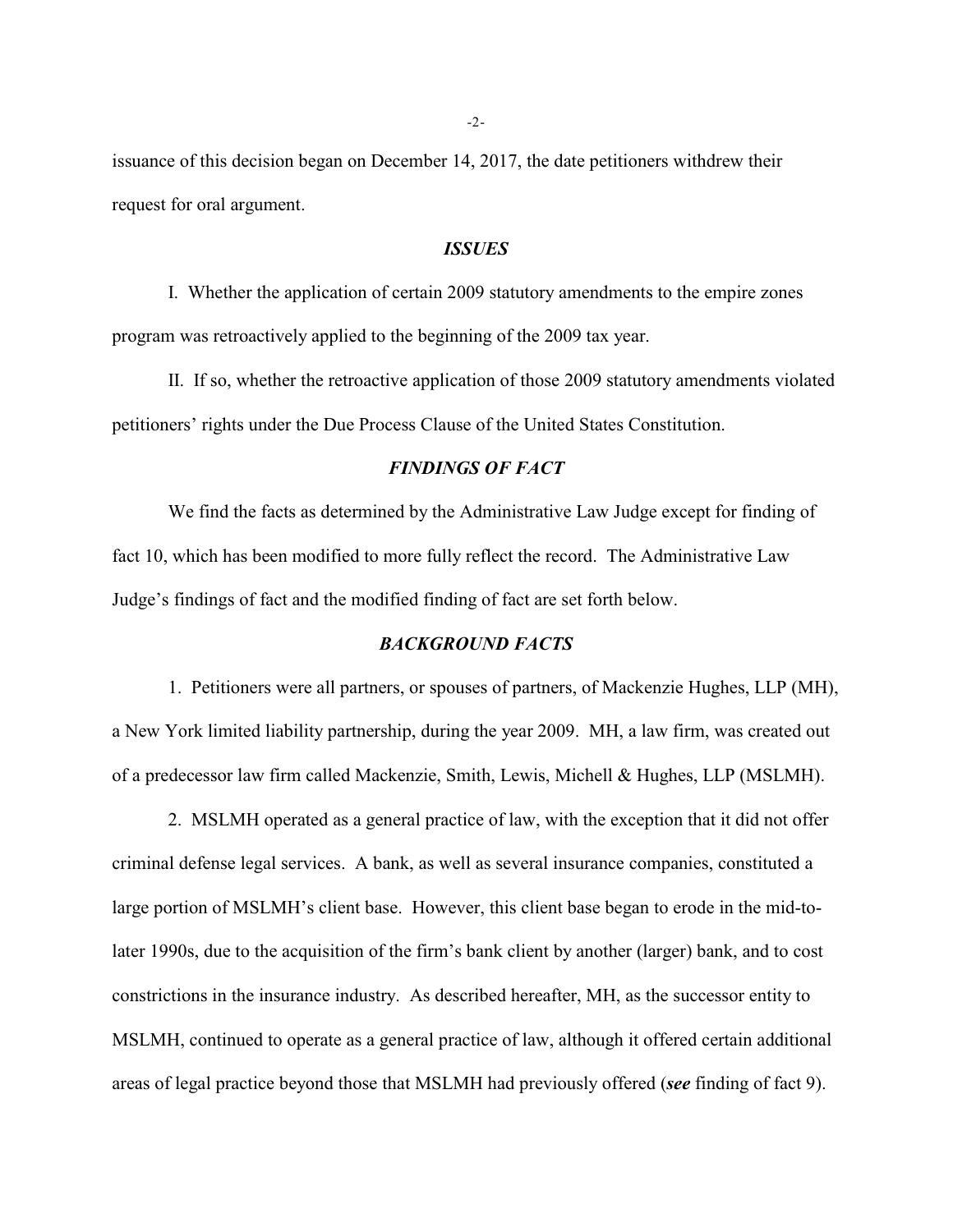issuance of this decision began on December 14, 2017, the date petitioners withdrew their request for oral argument.

## *ISSUES*

I. Whether the application of certain 2009 statutory amendments to the empire zones program was retroactively applied to the beginning of the 2009 tax year.

II. If so, whether the retroactive application of those 2009 statutory amendments violated petitioners' rights under the Due Process Clause of the United States Constitution.

## *FINDINGS OF FACT*

We find the facts as determined by the Administrative Law Judge except for finding of fact 10, which has been modified to more fully reflect the record. The Administrative Law Judge's findings of fact and the modified finding of fact are set forth below.

## *BACKGROUND FACTS*

1. Petitioners were all partners, or spouses of partners, of Mackenzie Hughes, LLP (MH), a New York limited liability partnership, during the year 2009. MH, a law firm, was created out of a predecessor law firm called Mackenzie, Smith, Lewis, Michell & Hughes, LLP (MSLMH).

2. MSLMH operated as a general practice of law, with the exception that it did not offer criminal defense legal services. A bank, as well as several insurance companies, constituted a large portion of MSLMH's client base. However, this client base began to erode in the mid-to-later 1990s, due to the acquisition of the firm's bank client by another (larger) bank, and to cost constrictions in the insurance industry. As described hereafter, MH, as the successor entity to MSLMH, continued to operate as a general practice of law, although it offered certain additional areas of legal practice beyond those that MSLMH had previously offered (***see*** finding of fact 9).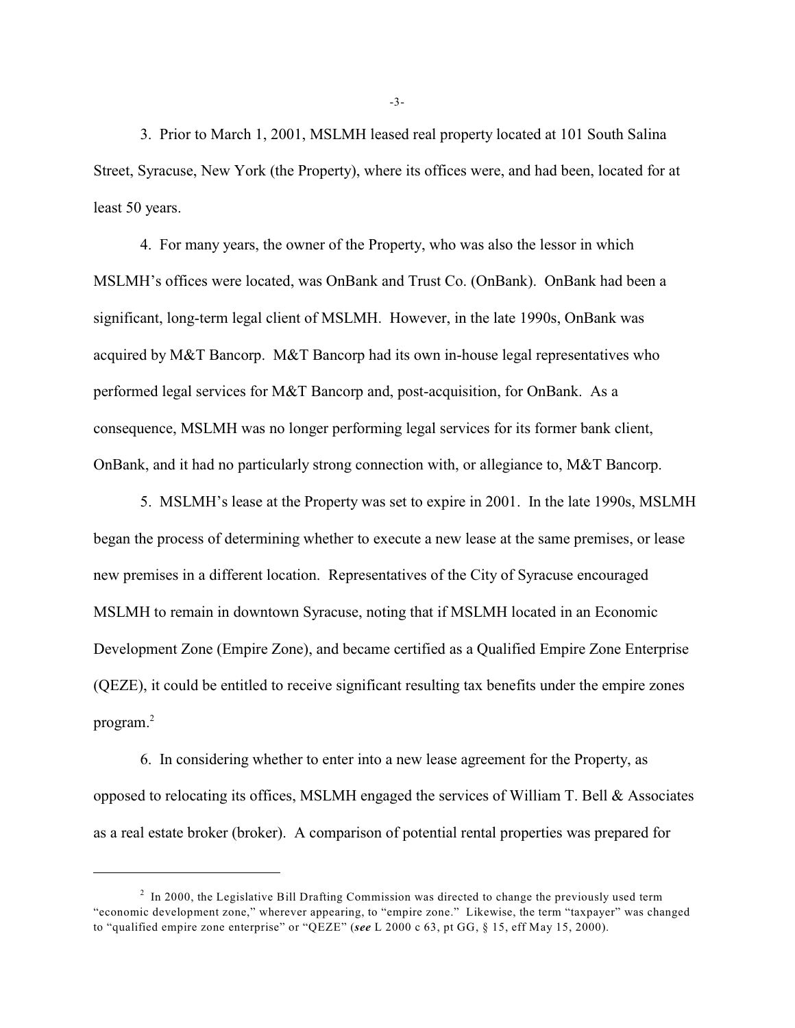3. Prior to March 1, 2001, MSLMH leased real property located at 101 South Salina Street, Syracuse, New York (the Property), where its offices were, and had been, located for at least 50 years.

4. For many years, the owner of the Property, who was also the lessor in which MSLMH's offices were located, was OnBank and Trust Co. (OnBank). OnBank had been a significant, long-term legal client of MSLMH. However, in the late 1990s, OnBank was acquired by M&T Bancorp. M&T Bancorp had its own in-house legal representatives who performed legal services for M&T Bancorp and, post-acquisition, for OnBank. As a consequence, MSLMH was no longer performing legal services for its former bank client, OnBank, and it had no particularly strong connection with, or allegiance to, M&T Bancorp.

5. MSLMH's lease at the Property was set to expire in 2001. In the late 1990s, MSLMH began the process of determining whether to execute a new lease at the same premises, or lease new premises in a different location. Representatives of the City of Syracuse encouraged MSLMH to remain in downtown Syracuse, noting that if MSLMH located in an Economic Development Zone (Empire Zone), and became certified as a Qualified Empire Zone Enterprise (QEZE), it could be entitled to receive significant resulting tax benefits under the empire zones program.[2]

6. In considering whether to enter into a new lease agreement for the Property, as opposed to relocating its offices, MSLMH engaged the services of William T. Bell & Associates as a real estate broker (broker). A comparison of potential rental properties was prepared for

---

[2] In 2000, the Legislative Bill Drafting Commission was directed to change the previously used term "economic development zone," wherever appearing, to "empire zone." Likewise, the term "taxpayer" was changed to "qualified empire zone enterprise" or "QEZE" (***see*** L 2000 c 63, pt GG, § 15, eff May 15, 2000).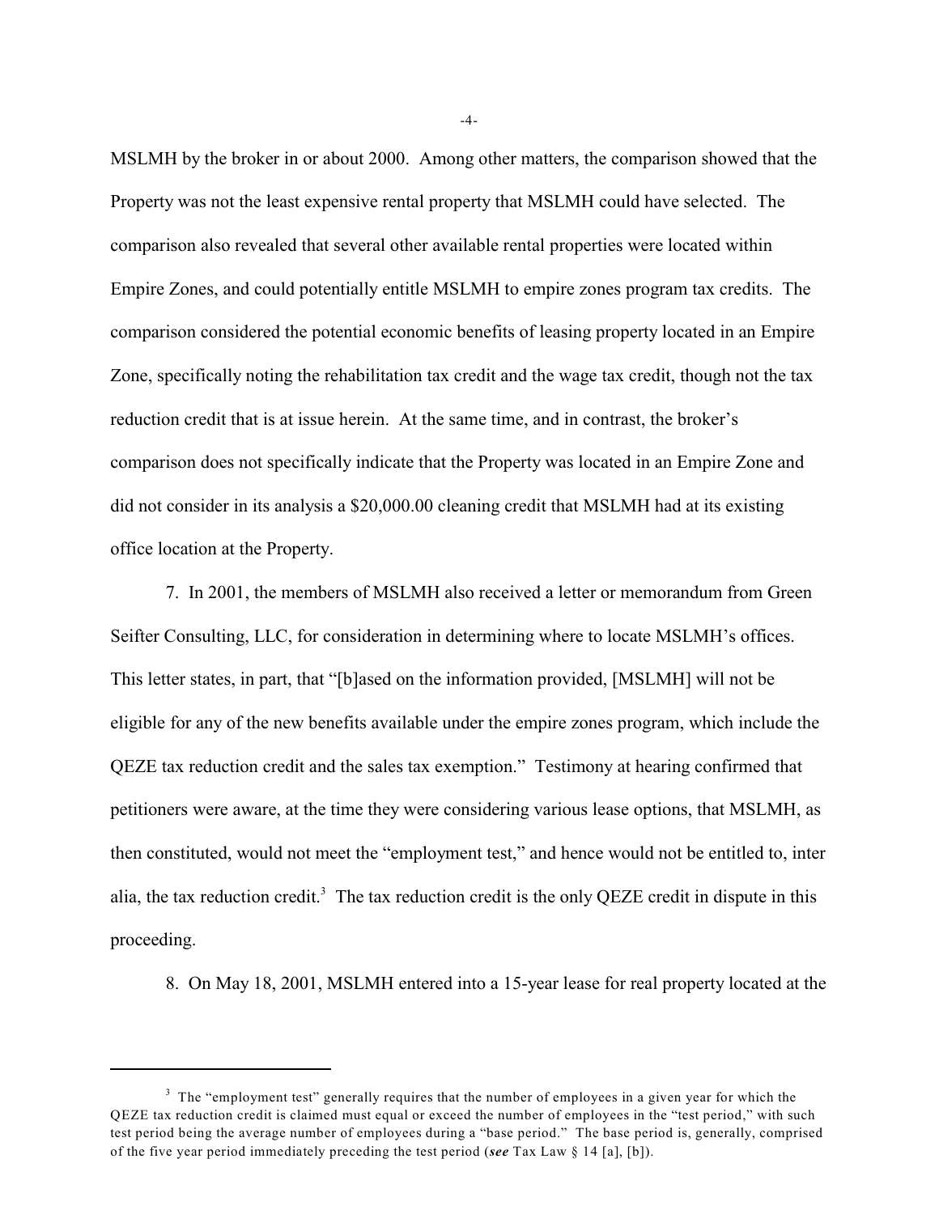MSLMH by the broker in or about 2000. Among other matters, the comparison showed that the Property was not the least expensive rental property that MSLMH could have selected. The comparison also revealed that several other available rental properties were located within Empire Zones, and could potentially entitle MSLMH to empire zones program tax credits. The comparison considered the potential economic benefits of leasing property located in an Empire Zone, specifically noting the rehabilitation tax credit and the wage tax credit, though not the tax reduction credit that is at issue herein. At the same time, and in contrast, the broker's comparison does not specifically indicate that the Property was located in an Empire Zone and did not consider in its analysis a $20,000.00 cleaning credit that MSLMH had at its existing office location at the Property.

7. In 2001, the members of MSLMH also received a letter or memorandum from Green Seifter Consulting, LLC, for consideration in determining where to locate MSLMH's offices. This letter states, in part, that "[b]ased on the information provided, [MSLMH] will not be eligible for any of the new benefits available under the empire zones program, which include the QEZE tax reduction credit and the sales tax exemption." Testimony at hearing confirmed that petitioners were aware, at the time they were considering various lease options, that MSLMH, as then constituted, would not meet the "employment test," and hence would not be entitled to, inter alia, the tax reduction credit.[3] The tax reduction credit is the only QEZE credit in dispute in this proceeding.

8. On May 18, 2001, MSLMH entered into a 15-year lease for real property located at the

---

[3] The "employment test" generally requires that the number of employees in a given year for which the QEZE tax reduction credit is claimed must equal or exceed the number of employees in the "test period," with such test period being the average number of employees during a "base period." The base period is, generally, comprised of the five year period immediately preceding the test period (***see*** Tax Law § 14 [a], [b]).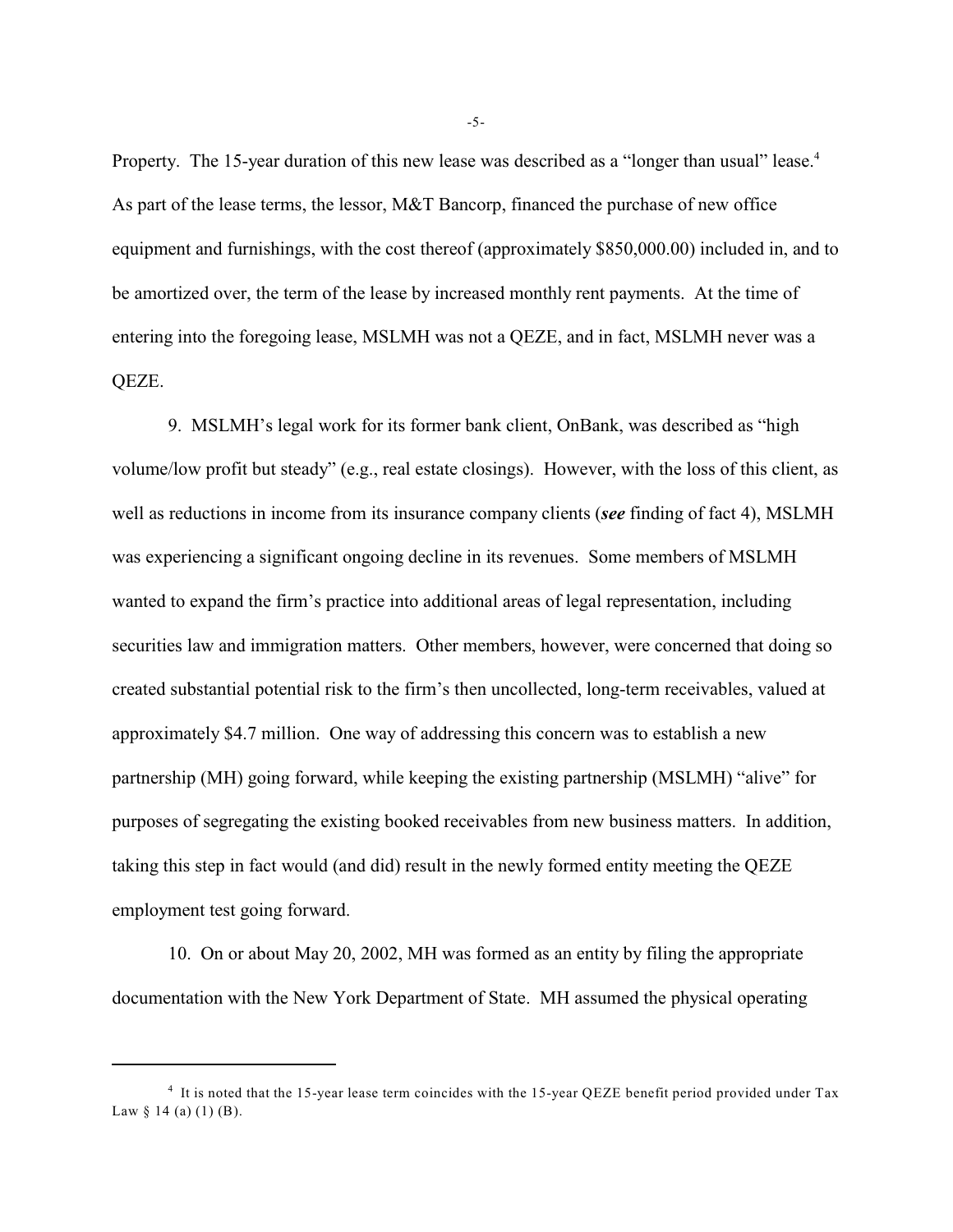Property. The 15-year duration of this new lease was described as a "longer than usual" lease.[4] As part of the lease terms, the lessor, M&T Bancorp, financed the purchase of new office equipment and furnishings, with the cost thereof (approximately $850,000.00) included in, and to be amortized over, the term of the lease by increased monthly rent payments. At the time of entering into the foregoing lease, MSLMH was not a QEZE, and in fact, MSLMH never was a QEZE.

9. MSLMH's legal work for its former bank client, OnBank, was described as "high volume/low profit but steady" (e.g., real estate closings). However, with the loss of this client, as well as reductions in income from its insurance company clients (***see*** finding of fact 4), MSLMH was experiencing a significant ongoing decline in its revenues. Some members of MSLMH wanted to expand the firm's practice into additional areas of legal representation, including securities law and immigration matters. Other members, however, were concerned that doing so created substantial potential risk to the firm's then uncollected, long-term receivables, valued at approximately $4.7 million. One way of addressing this concern was to establish a new partnership (MH) going forward, while keeping the existing partnership (MSLMH) "alive" for purposes of segregating the existing booked receivables from new business matters. In addition, taking this step in fact would (and did) result in the newly formed entity meeting the QEZE employment test going forward.

10. On or about May 20, 2002, MH was formed as an entity by filing the appropriate documentation with the New York Department of State. MH assumed the physical operating

---

[4] It is noted that the 15-year lease term coincides with the 15-year QEZE benefit period provided under Tax Law § 14 (a) (1) (B).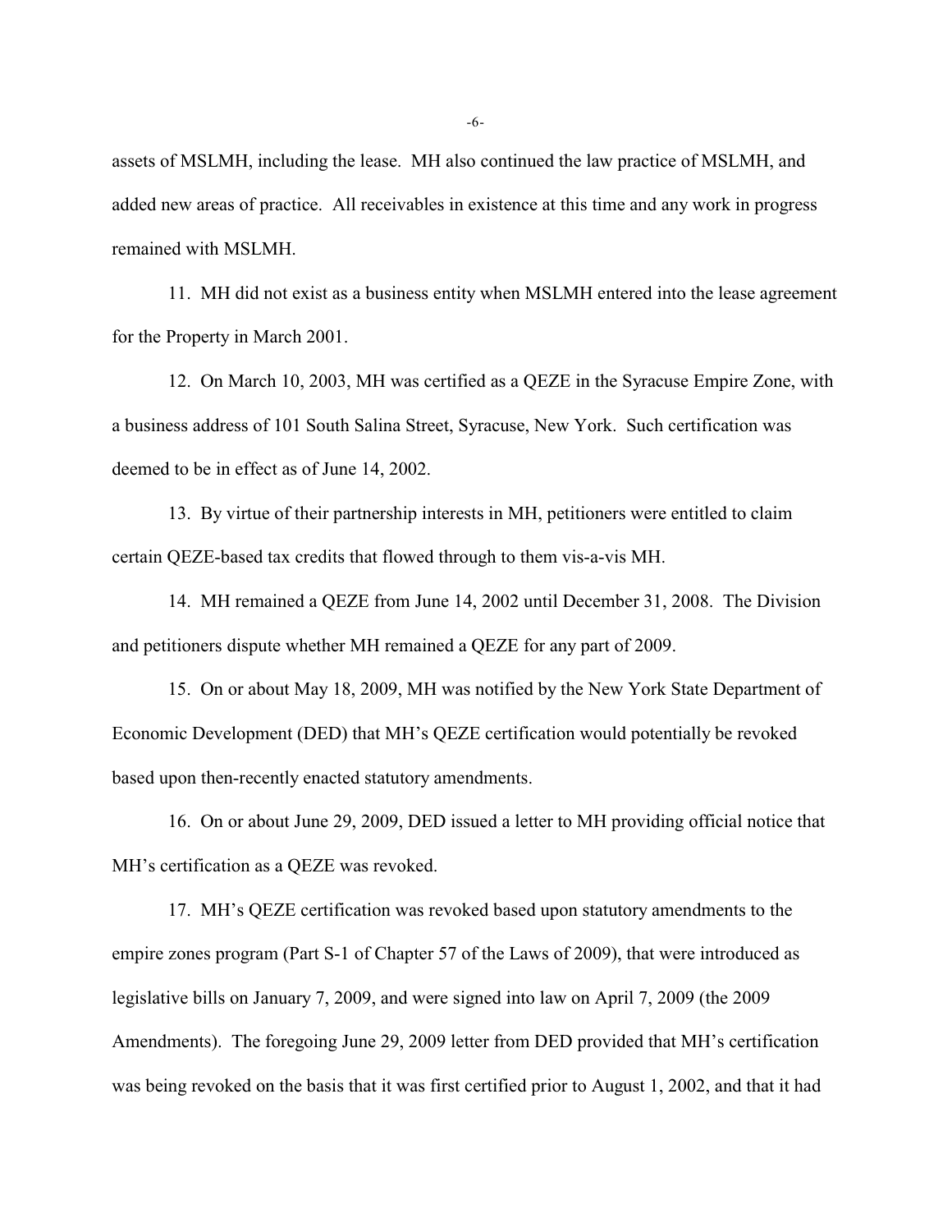assets of MSLMH, including the lease. MH also continued the law practice of MSLMH, and added new areas of practice. All receivables in existence at this time and any work in progress remained with MSLMH.

11. MH did not exist as a business entity when MSLMH entered into the lease agreement for the Property in March 2001.

12. On March 10, 2003, MH was certified as a QEZE in the Syracuse Empire Zone, with a business address of 101 South Salina Street, Syracuse, New York. Such certification was deemed to be in effect as of June 14, 2002.

13. By virtue of their partnership interests in MH, petitioners were entitled to claim certain QEZE-based tax credits that flowed through to them vis-a-vis MH.

14. MH remained a QEZE from June 14, 2002 until December 31, 2008. The Division and petitioners dispute whether MH remained a QEZE for any part of 2009.

15. On or about May 18, 2009, MH was notified by the New York State Department of Economic Development (DED) that MH's QEZE certification would potentially be revoked based upon then-recently enacted statutory amendments.

16. On or about June 29, 2009, DED issued a letter to MH providing official notice that MH's certification as a QEZE was revoked.

17. MH's QEZE certification was revoked based upon statutory amendments to the empire zones program (Part S-1 of Chapter 57 of the Laws of 2009), that were introduced as legislative bills on January 7, 2009, and were signed into law on April 7, 2009 (the 2009 Amendments). The foregoing June 29, 2009 letter from DED provided that MH's certification was being revoked on the basis that it was first certified prior to August 1, 2002, and that it had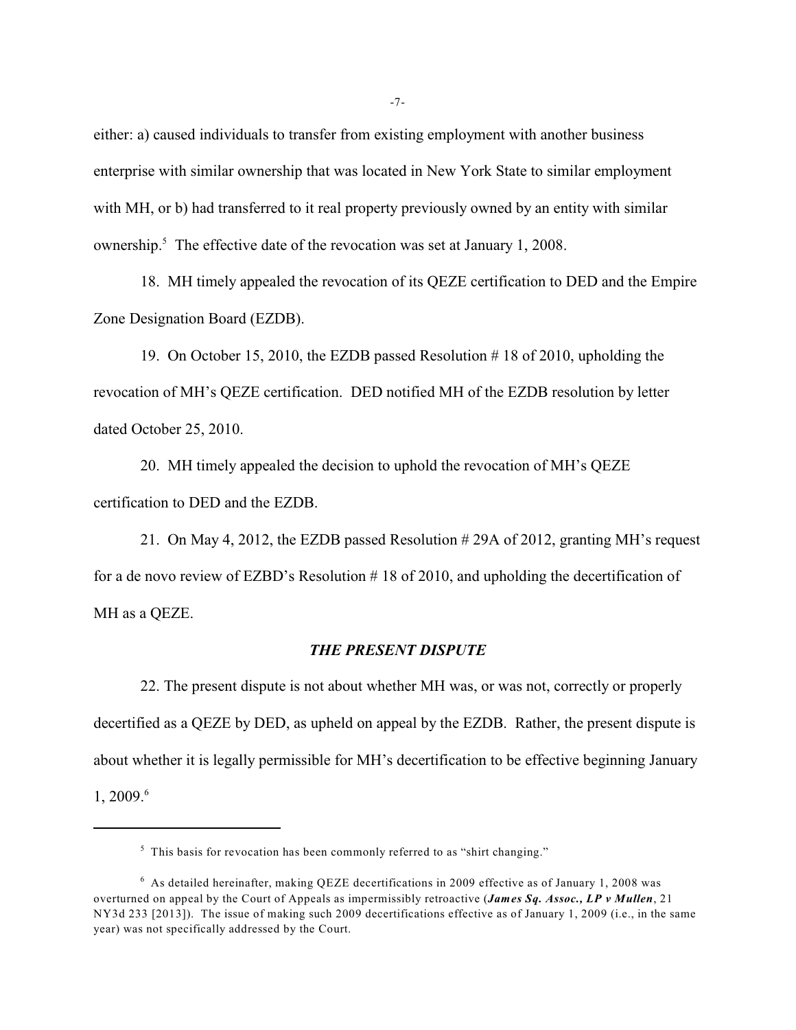either: a) caused individuals to transfer from existing employment with another business enterprise with similar ownership that was located in New York State to similar employment with MH, or b) had transferred to it real property previously owned by an entity with similar ownership.[5] The effective date of the revocation was set at January 1, 2008.

18. MH timely appealed the revocation of its QEZE certification to DED and the Empire Zone Designation Board (EZDB).

19. On October 15, 2010, the EZDB passed Resolution # 18 of 2010, upholding the revocation of MH's QEZE certification. DED notified MH of the EZDB resolution by letter dated October 25, 2010.

20. MH timely appealed the decision to uphold the revocation of MH's QEZE certification to DED and the EZDB.

21. On May 4, 2012, the EZDB passed Resolution # 29A of 2012, granting MH's request for a de novo review of EZBD's Resolution # 18 of 2010, and upholding the decertification of MH as a QEZE.

### *THE PRESENT DISPUTE*

22. The present dispute is not about whether MH was, or was not, correctly or properly decertified as a QEZE by DED, as upheld on appeal by the EZDB. Rather, the present dispute is about whether it is legally permissible for MH's decertification to be effective beginning January 1, 2009.[6]

---

[5] This basis for revocation has been commonly referred to as "shirt changing."

[6] As detailed hereinafter, making QEZE decertifications in 2009 effective as of January 1, 2008 was overturned on appeal by the Court of Appeals as impermissibly retroactive (***James Sq. Assoc., LP v Mullen***, 21 NY3d 233 [2013]). The issue of making such 2009 decertifications effective as of January 1, 2009 (i.e., in the same year) was not specifically addressed by the Court.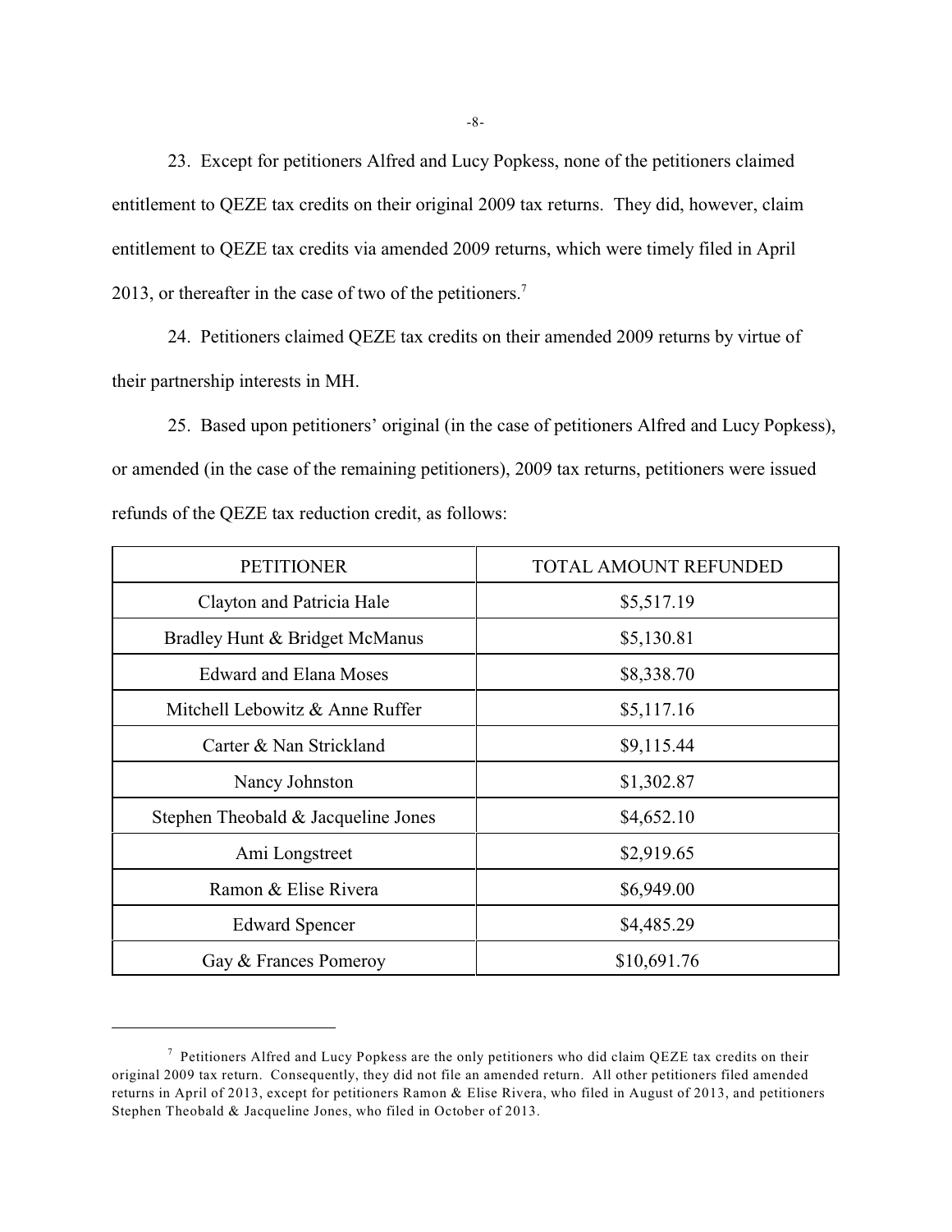23. Except for petitioners Alfred and Lucy Popkess, none of the petitioners claimed entitlement to QEZE tax credits on their original 2009 tax returns. They did, however, claim entitlement to QEZE tax credits via amended 2009 returns, which were timely filed in April 2013, or thereafter in the case of two of the petitioners.[7]

24. Petitioners claimed QEZE tax credits on their amended 2009 returns by virtue of their partnership interests in MH.

25. Based upon petitioners' original (in the case of petitioners Alfred and Lucy Popkess), or amended (in the case of the remaining petitioners), 2009 tax returns, petitioners were issued refunds of the QEZE tax reduction credit, as follows:

| PETITIONER | TOTAL AMOUNT REFUNDED |
|---|---|
| Clayton and Patricia Hale | $5,517.19 |
| Bradley Hunt & Bridget McManus | $5,130.81 |
| Edward and Elana Moses | $8,338.70 |
| Mitchell Lebowitz & Anne Ruffer | $5,117.16 |
| Carter & Nan Strickland | $9,115.44 |
| Nancy Johnston | $1,302.87 |
| Stephen Theobald & Jacqueline Jones | $4,652.10 |
| Ami Longstreet | $2,919.65 |
| Ramon & Elise Rivera | $6,949.00 |
| Edward Spencer | $4,485.29 |
| Gay & Frances Pomeroy | $10,691.76 |

[7] Petitioners Alfred and Lucy Popkess are the only petitioners who did claim QEZE tax credits on their original 2009 tax return. Consequently, they did not file an amended return. All other petitioners filed amended returns in April of 2013, except for petitioners Ramon & Elise Rivera, who filed in August of 2013, and petitioners Stephen Theobald & Jacqueline Jones, who filed in October of 2013.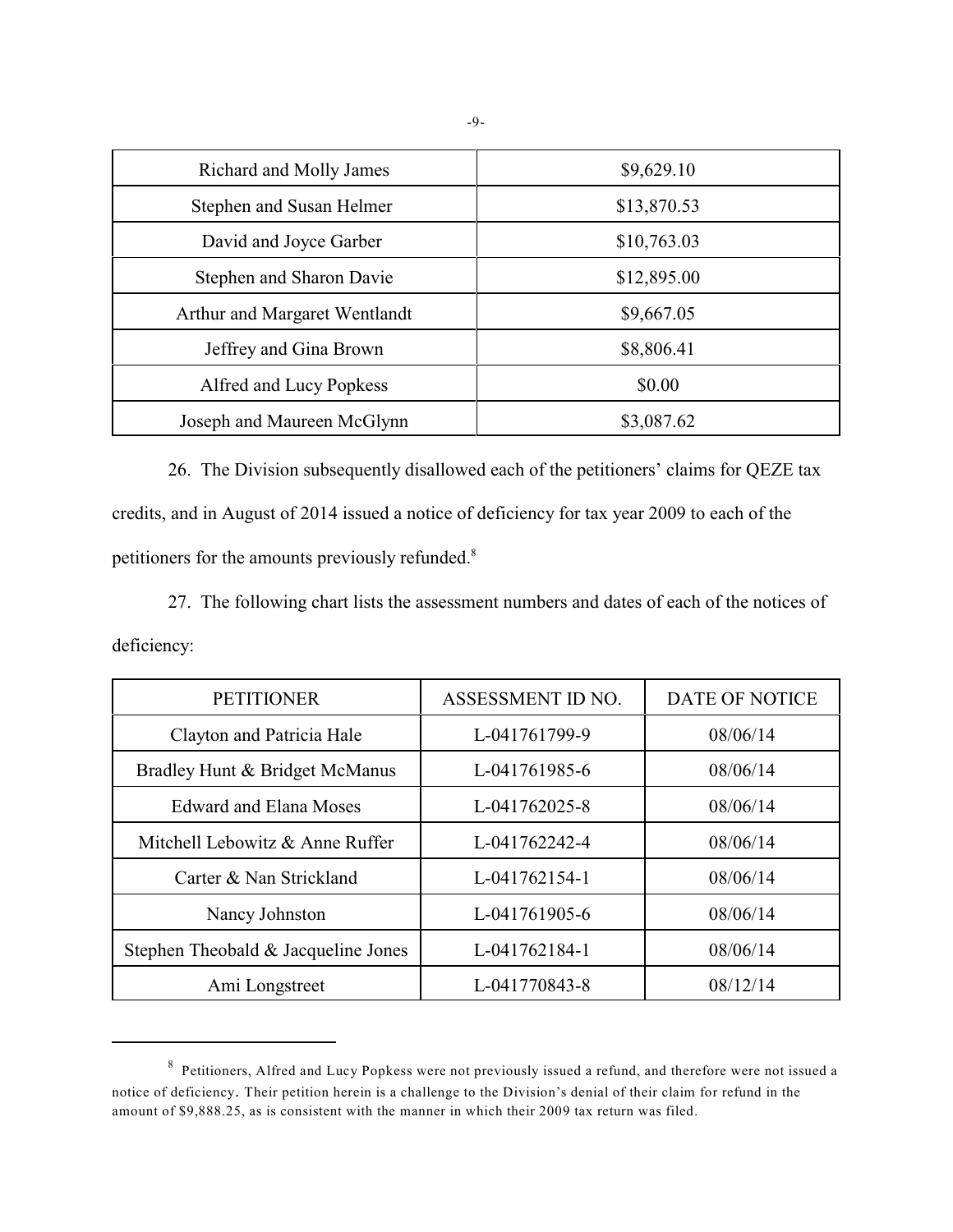| | |
|---|---|
| Richard and Molly James | $9,629.10 |
| Stephen and Susan Helmer | $13,870.53 |
| David and Joyce Garber | $10,763.03 |
| Stephen and Sharon Davie | $12,895.00 |
| Arthur and Margaret Wentlandt | $9,667.05 |
| Jeffrey and Gina Brown | $8,806.41 |
| Alfred and Lucy Popkess | $0.00 |
| Joseph and Maureen McGlynn | $3,087.62 |

26. The Division subsequently disallowed each of the petitioners' claims for QEZE tax credits, and in August of 2014 issued a notice of deficiency for tax year 2009 to each of the petitioners for the amounts previously refunded.[8]

27. The following chart lists the assessment numbers and dates of each of the notices of deficiency:

| PETITIONER | ASSESSMENT ID NO. | DATE OF NOTICE |
|---|---|---|
| Clayton and Patricia Hale | L-041761799-9 | 08/06/14 |
| Bradley Hunt & Bridget McManus | L-041761985-6 | 08/06/14 |
| Edward and Elana Moses | L-041762025-8 | 08/06/14 |
| Mitchell Lebowitz & Anne Ruffer | L-041762242-4 | 08/06/14 |
| Carter & Nan Strickland | L-041762154-1 | 08/06/14 |
| Nancy Johnston | L-041761905-6 | 08/06/14 |
| Stephen Theobald & Jacqueline Jones | L-041762184-1 | 08/06/14 |
| Ami Longstreet | L-041770843-8 | 08/12/14 |

[8] Petitioners, Alfred and Lucy Popkess were not previously issued a refund, and therefore were not issued a notice of deficiency. Their petition herein is a challenge to the Division's denial of their claim for refund in the amount of $9,888.25, as is consistent with the manner in which their 2009 tax return was filed.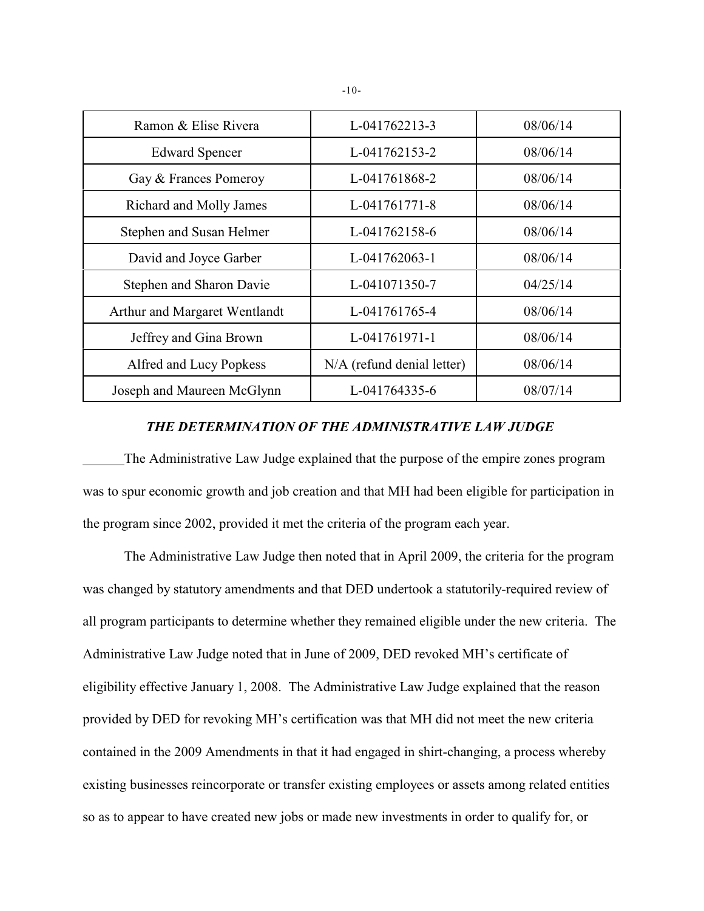| Ramon & Elise Rivera | L-041762213-3 | 08/06/14 |
|---|---|---|
| Edward Spencer | L-041762153-2 | 08/06/14 |
| Gay & Frances Pomeroy | L-041761868-2 | 08/06/14 |
| Richard and Molly James | L-041761771-8 | 08/06/14 |
| Stephen and Susan Helmer | L-041762158-6 | 08/06/14 |
| David and Joyce Garber | L-041762063-1 | 08/06/14 |
| Stephen and Sharon Davie | L-041071350-7 | 04/25/14 |
| Arthur and Margaret Wentlandt | L-041761765-4 | 08/06/14 |
| Jeffrey and Gina Brown | L-041761971-1 | 08/06/14 |
| Alfred and Lucy Popkess | N/A (refund denial letter) | 08/06/14 |
| Joseph and Maureen McGlynn | L-041764335-6 | 08/07/14 |

### *THE DETERMINATION OF THE ADMINISTRATIVE LAW JUDGE*

The Administrative Law Judge explained that the purpose of the empire zones program was to spur economic growth and job creation and that MH had been eligible for participation in the program since 2002, provided it met the criteria of the program each year.

The Administrative Law Judge then noted that in April 2009, the criteria for the program was changed by statutory amendments and that DED undertook a statutorily-required review of all program participants to determine whether they remained eligible under the new criteria. The Administrative Law Judge noted that in June of 2009, DED revoked MH's certificate of eligibility effective January 1, 2008. The Administrative Law Judge explained that the reason provided by DED for revoking MH's certification was that MH did not meet the new criteria contained in the 2009 Amendments in that it had engaged in shirt-changing, a process whereby existing businesses reincorporate or transfer existing employees or assets among related entities so as to appear to have created new jobs or made new investments in order to qualify for, or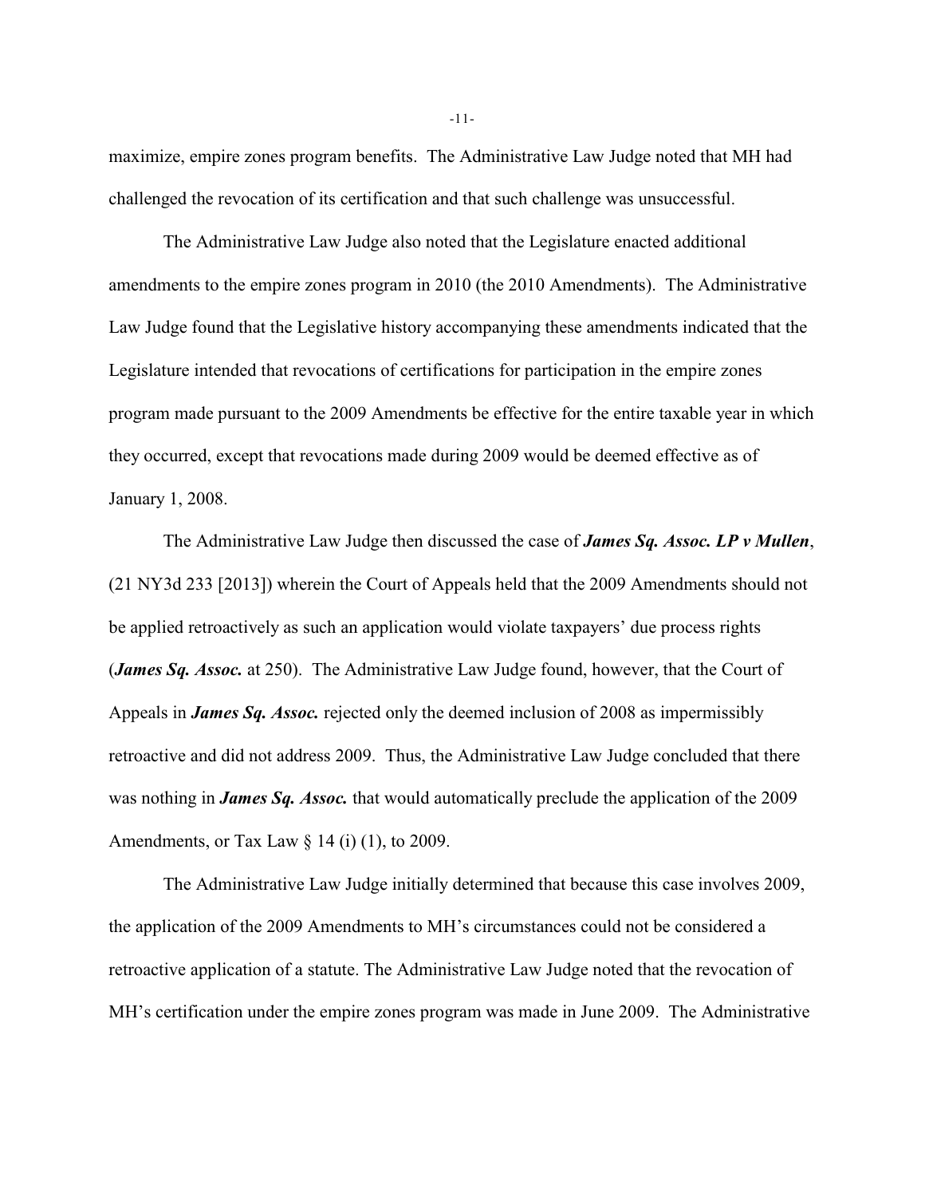maximize, empire zones program benefits. The Administrative Law Judge noted that MH had challenged the revocation of its certification and that such challenge was unsuccessful.

The Administrative Law Judge also noted that the Legislature enacted additional amendments to the empire zones program in 2010 (the 2010 Amendments). The Administrative Law Judge found that the Legislative history accompanying these amendments indicated that the Legislature intended that revocations of certifications for participation in the empire zones program made pursuant to the 2009 Amendments be effective for the entire taxable year in which they occurred, except that revocations made during 2009 would be deemed effective as of January 1, 2008.

The Administrative Law Judge then discussed the case of ***James Sq. Assoc. LP v Mullen***, (21 NY3d 233 [2013]) wherein the Court of Appeals held that the 2009 Amendments should not be applied retroactively as such an application would violate taxpayers' due process rights (***James Sq. Assoc.*** at 250). The Administrative Law Judge found, however, that the Court of Appeals in ***James Sq. Assoc.*** rejected only the deemed inclusion of 2008 as impermissibly retroactive and did not address 2009. Thus, the Administrative Law Judge concluded that there was nothing in ***James Sq. Assoc.*** that would automatically preclude the application of the 2009 Amendments, or Tax Law § 14 (i) (1), to 2009.

The Administrative Law Judge initially determined that because this case involves 2009, the application of the 2009 Amendments to MH's circumstances could not be considered a retroactive application of a statute. The Administrative Law Judge noted that the revocation of MH's certification under the empire zones program was made in June 2009. The Administrative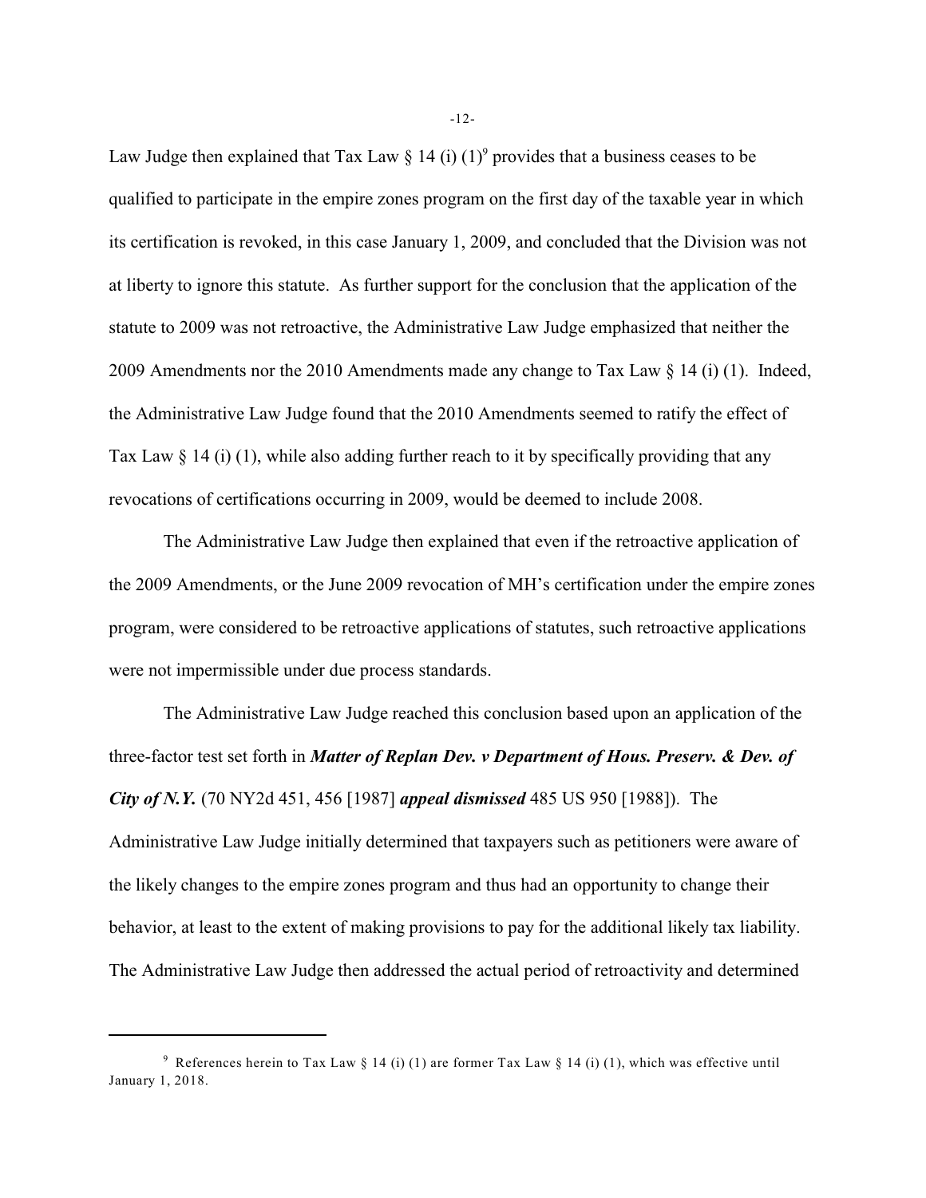Law Judge then explained that Tax Law § 14 (i) (1)[9] provides that a business ceases to be qualified to participate in the empire zones program on the first day of the taxable year in which its certification is revoked, in this case January 1, 2009, and concluded that the Division was not at liberty to ignore this statute. As further support for the conclusion that the application of the statute to 2009 was not retroactive, the Administrative Law Judge emphasized that neither the 2009 Amendments nor the 2010 Amendments made any change to Tax Law § 14 (i) (1). Indeed, the Administrative Law Judge found that the 2010 Amendments seemed to ratify the effect of Tax Law § 14 (i) (1), while also adding further reach to it by specifically providing that any revocations of certifications occurring in 2009, would be deemed to include 2008.

The Administrative Law Judge then explained that even if the retroactive application of the 2009 Amendments, or the June 2009 revocation of MH's certification under the empire zones program, were considered to be retroactive applications of statutes, such retroactive applications were not impermissible under due process standards.

The Administrative Law Judge reached this conclusion based upon an application of the three-factor test set forth in ***Matter of Replan Dev. v Department of Hous. Preserv. & Dev. of City of N.Y.*** (70 NY2d 451, 456 [1987] ***appeal dismissed*** 485 US 950 [1988]). The Administrative Law Judge initially determined that taxpayers such as petitioners were aware of the likely changes to the empire zones program and thus had an opportunity to change their behavior, at least to the extent of making provisions to pay for the additional likely tax liability. The Administrative Law Judge then addressed the actual period of retroactivity and determined

[9] References herein to Tax Law § 14 (i) (1) are former Tax Law § 14 (i) (1), which was effective until January 1, 2018.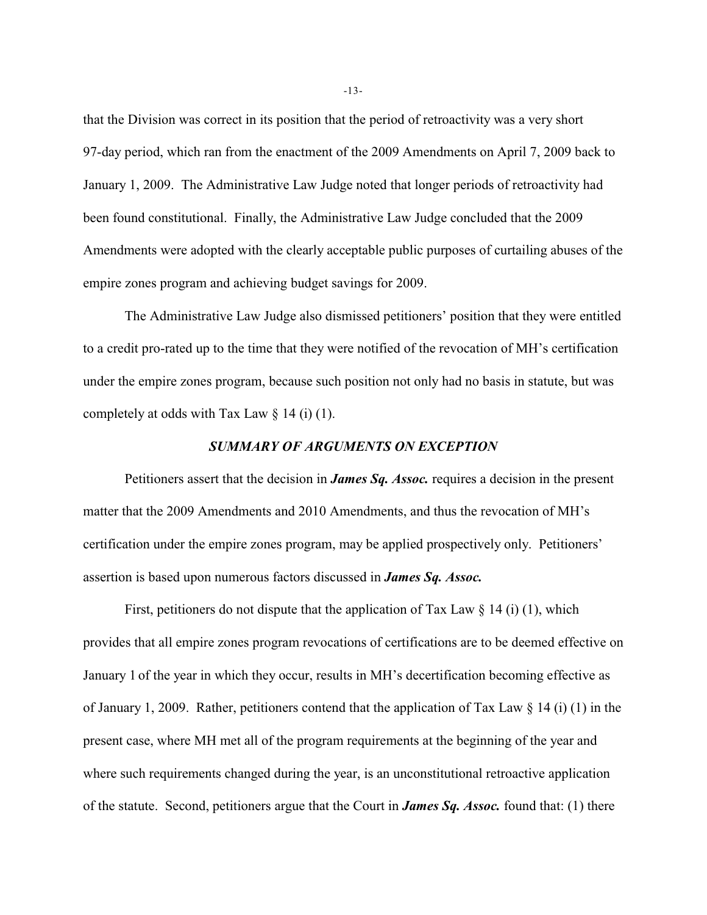that the Division was correct in its position that the period of retroactivity was a very short 97-day period, which ran from the enactment of the 2009 Amendments on April 7, 2009 back to January 1, 2009. The Administrative Law Judge noted that longer periods of retroactivity had been found constitutional. Finally, the Administrative Law Judge concluded that the 2009 Amendments were adopted with the clearly acceptable public purposes of curtailing abuses of the empire zones program and achieving budget savings for 2009.

The Administrative Law Judge also dismissed petitioners' position that they were entitled to a credit pro-rated up to the time that they were notified of the revocation of MH's certification under the empire zones program, because such position not only had no basis in statute, but was completely at odds with Tax Law § 14 (i) (1).

### *SUMMARY OF ARGUMENTS ON EXCEPTION*

Petitioners assert that the decision in ***James Sq. Assoc.*** requires a decision in the present matter that the 2009 Amendments and 2010 Amendments, and thus the revocation of MH's certification under the empire zones program, may be applied prospectively only. Petitioners' assertion is based upon numerous factors discussed in ***James Sq. Assoc.***

First, petitioners do not dispute that the application of Tax Law § 14 (i) (1), which provides that all empire zones program revocations of certifications are to be deemed effective on January 1 of the year in which they occur, results in MH's decertification becoming effective as of January 1, 2009. Rather, petitioners contend that the application of Tax Law § 14 (i) (1) in the present case, where MH met all of the program requirements at the beginning of the year and where such requirements changed during the year, is an unconstitutional retroactive application of the statute. Second, petitioners argue that the Court in ***James Sq. Assoc.*** found that: (1) there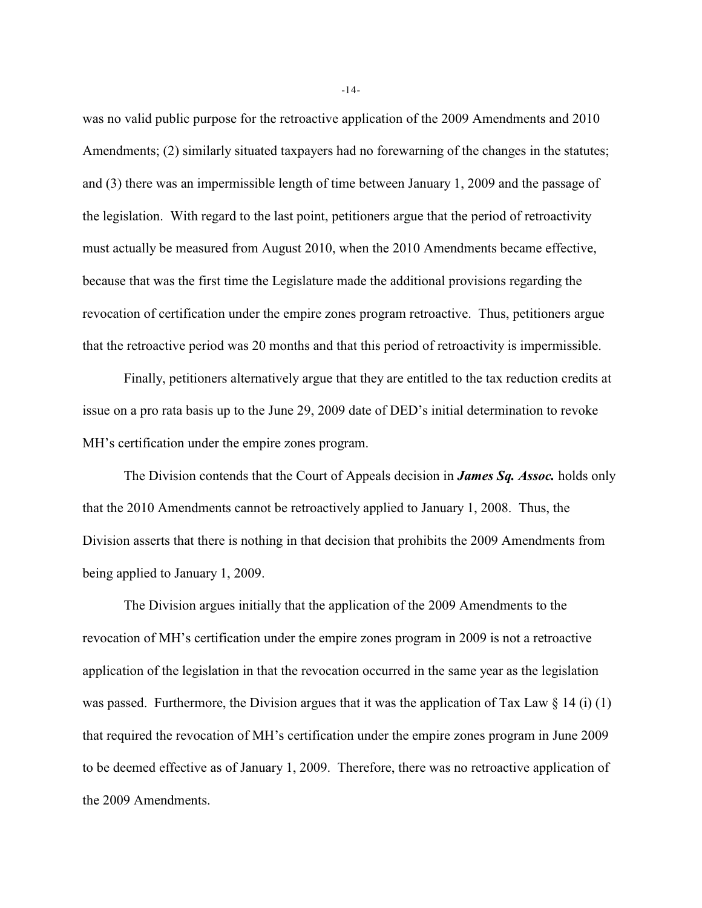was no valid public purpose for the retroactive application of the 2009 Amendments and 2010 Amendments; (2) similarly situated taxpayers had no forewarning of the changes in the statutes; and (3) there was an impermissible length of time between January 1, 2009 and the passage of the legislation. With regard to the last point, petitioners argue that the period of retroactivity must actually be measured from August 2010, when the 2010 Amendments became effective, because that was the first time the Legislature made the additional provisions regarding the revocation of certification under the empire zones program retroactive. Thus, petitioners argue that the retroactive period was 20 months and that this period of retroactivity is impermissible.

Finally, petitioners alternatively argue that they are entitled to the tax reduction credits at issue on a pro rata basis up to the June 29, 2009 date of DED's initial determination to revoke MH's certification under the empire zones program.

The Division contends that the Court of Appeals decision in ***James Sq. Assoc.*** holds only that the 2010 Amendments cannot be retroactively applied to January 1, 2008. Thus, the Division asserts that there is nothing in that decision that prohibits the 2009 Amendments from being applied to January 1, 2009.

The Division argues initially that the application of the 2009 Amendments to the revocation of MH's certification under the empire zones program in 2009 is not a retroactive application of the legislation in that the revocation occurred in the same year as the legislation was passed. Furthermore, the Division argues that it was the application of Tax Law § 14 (i) (1) that required the revocation of MH's certification under the empire zones program in June 2009 to be deemed effective as of January 1, 2009. Therefore, there was no retroactive application of the 2009 Amendments.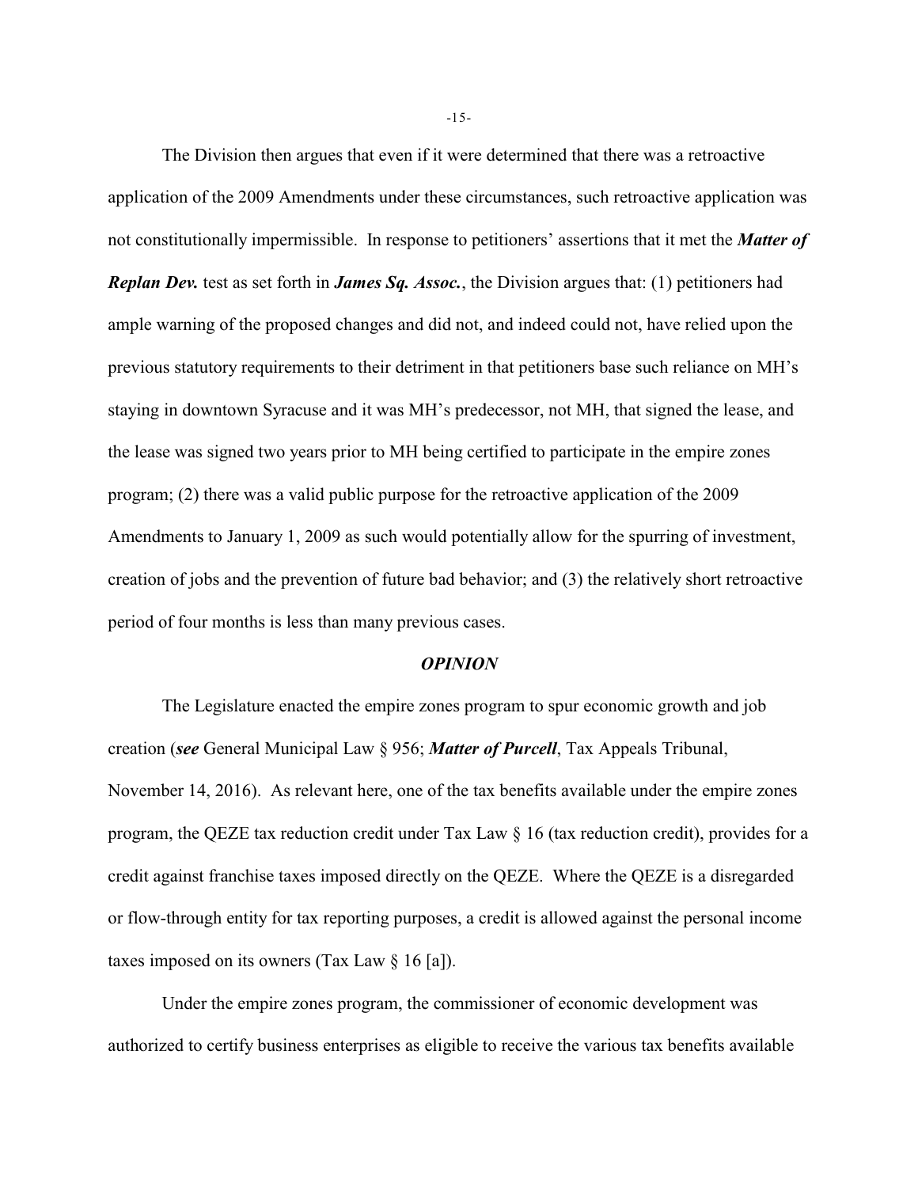The Division then argues that even if it were determined that there was a retroactive application of the 2009 Amendments under these circumstances, such retroactive application was not constitutionally impermissible. In response to petitioners' assertions that it met the ***Matter of Replan Dev.*** test as set forth in ***James Sq. Assoc.***, the Division argues that: (1) petitioners had ample warning of the proposed changes and did not, and indeed could not, have relied upon the previous statutory requirements to their detriment in that petitioners base such reliance on MH's staying in downtown Syracuse and it was MH's predecessor, not MH, that signed the lease, and the lease was signed two years prior to MH being certified to participate in the empire zones program; (2) there was a valid public purpose for the retroactive application of the 2009 Amendments to January 1, 2009 as such would potentially allow for the spurring of investment, creation of jobs and the prevention of future bad behavior; and (3) the relatively short retroactive period of four months is less than many previous cases.

### ***OPINION***

The Legislature enacted the empire zones program to spur economic growth and job creation (***see*** General Municipal Law § 956; ***Matter of Purcell***, Tax Appeals Tribunal, November 14, 2016). As relevant here, one of the tax benefits available under the empire zones program, the QEZE tax reduction credit under Tax Law § 16 (tax reduction credit), provides for a credit against franchise taxes imposed directly on the QEZE. Where the QEZE is a disregarded or flow-through entity for tax reporting purposes, a credit is allowed against the personal income taxes imposed on its owners (Tax Law § 16 [a]).

Under the empire zones program, the commissioner of economic development was authorized to certify business enterprises as eligible to receive the various tax benefits available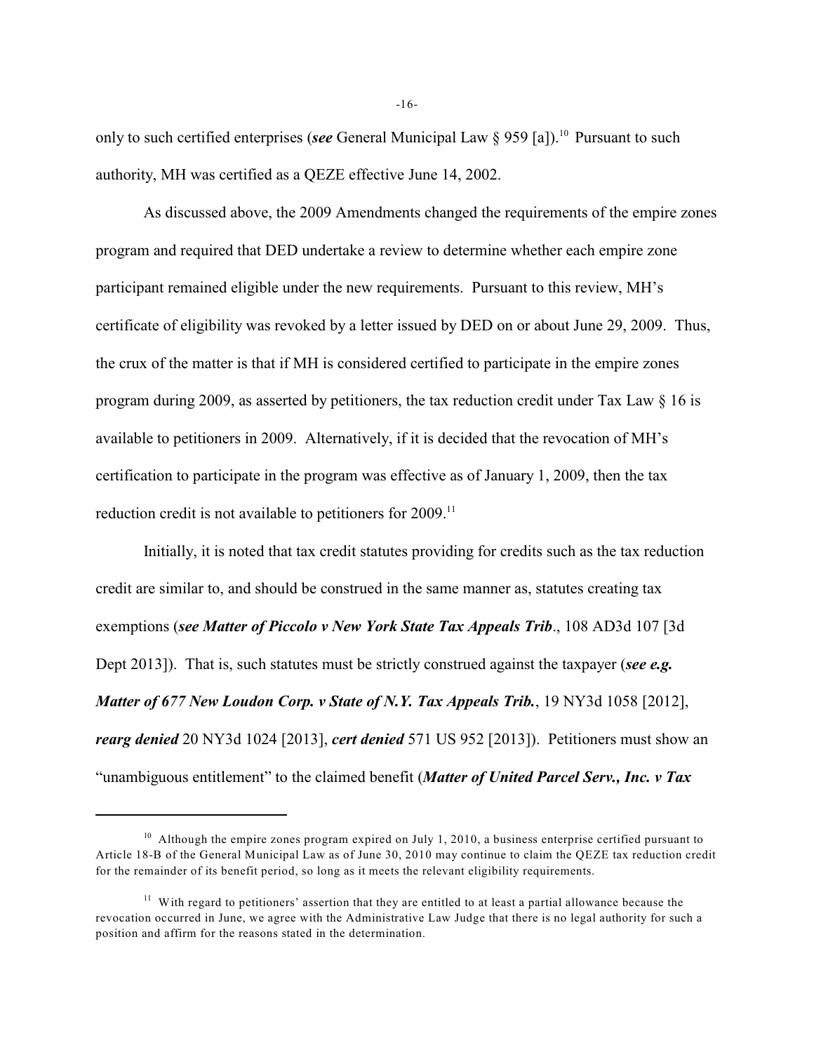only to such certified enterprises (***see*** General Municipal Law § 959 [a]).[10] Pursuant to such authority, MH was certified as a QEZE effective June 14, 2002.

As discussed above, the 2009 Amendments changed the requirements of the empire zones program and required that DED undertake a review to determine whether each empire zone participant remained eligible under the new requirements. Pursuant to this review, MH's certificate of eligibility was revoked by a letter issued by DED on or about June 29, 2009. Thus, the crux of the matter is that if MH is considered certified to participate in the empire zones program during 2009, as asserted by petitioners, the tax reduction credit under Tax Law § 16 is available to petitioners in 2009. Alternatively, if it is decided that the revocation of MH's certification to participate in the program was effective as of January 1, 2009, then the tax reduction credit is not available to petitioners for 2009.[11]

Initially, it is noted that tax credit statutes providing for credits such as the tax reduction credit are similar to, and should be construed in the same manner as, statutes creating tax exemptions (***see Matter of Piccolo v New York State Tax Appeals Trib***., 108 AD3d 107 [3d Dept 2013]). That is, such statutes must be strictly construed against the taxpayer (***see e.g. Matter of 677 New Loudon Corp. v State of N.Y. Tax Appeals Trib.***, 19 NY3d 1058 [2012], ***rearg denied*** 20 NY3d 1024 [2013], ***cert denied*** 571 US 952 [2013]). Petitioners must show an "unambiguous entitlement" to the claimed benefit (***Matter of United Parcel Serv., Inc. v Tax***

---

[10] Although the empire zones program expired on July 1, 2010, a business enterprise certified pursuant to Article 18-B of the General Municipal Law as of June 30, 2010 may continue to claim the QEZE tax reduction credit for the remainder of its benefit period, so long as it meets the relevant eligibility requirements.

[11] With regard to petitioners' assertion that they are entitled to at least a partial allowance because the revocation occurred in June, we agree with the Administrative Law Judge that there is no legal authority for such a position and affirm for the reasons stated in the determination.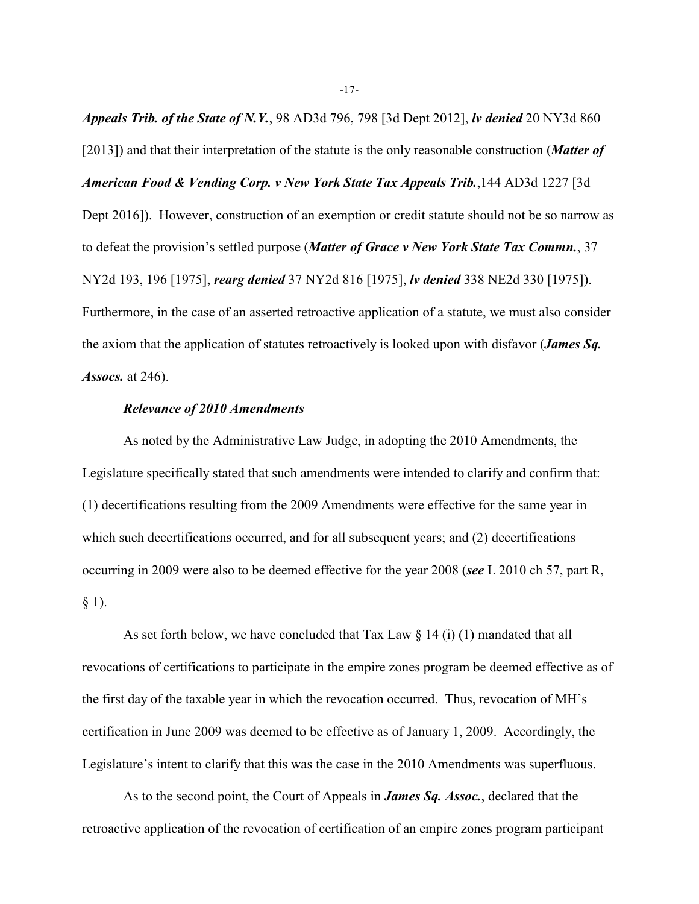***Appeals Trib. of the State of N.Y.***, 98 AD3d 796, 798 [3d Dept 2012], ***lv denied*** 20 NY3d 860 [2013]) and that their interpretation of the statute is the only reasonable construction (***Matter of American Food & Vending Corp. v New York State Tax Appeals Trib.***,144 AD3d 1227 [3d Dept 2016]). However, construction of an exemption or credit statute should not be so narrow as to defeat the provision's settled purpose (***Matter of Grace v New York State Tax Commn.***, 37 NY2d 193, 196 [1975], ***rearg denied*** 37 NY2d 816 [1975], ***lv denied*** 338 NE2d 330 [1975]). Furthermore, in the case of an asserted retroactive application of a statute, we must also consider the axiom that the application of statutes retroactively is looked upon with disfavor (***James Sq. Assocs.*** at 246).

***Relevance of 2010 Amendments***

As noted by the Administrative Law Judge, in adopting the 2010 Amendments, the Legislature specifically stated that such amendments were intended to clarify and confirm that: (1) decertifications resulting from the 2009 Amendments were effective for the same year in which such decertifications occurred, and for all subsequent years; and (2) decertifications occurring in 2009 were also to be deemed effective for the year 2008 (***see*** L 2010 ch 57, part R, § 1).

As set forth below, we have concluded that Tax Law § 14 (i) (1) mandated that all revocations of certifications to participate in the empire zones program be deemed effective as of the first day of the taxable year in which the revocation occurred. Thus, revocation of MH's certification in June 2009 was deemed to be effective as of January 1, 2009. Accordingly, the Legislature's intent to clarify that this was the case in the 2010 Amendments was superfluous.

As to the second point, the Court of Appeals in ***James Sq. Assoc.***, declared that the retroactive application of the revocation of certification of an empire zones program participant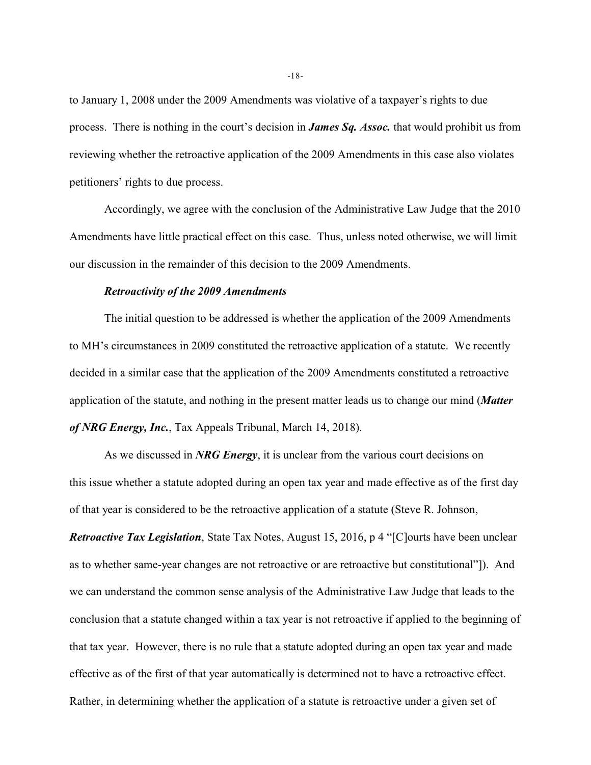to January 1, 2008 under the 2009 Amendments was violative of a taxpayer's rights to due process. There is nothing in the court's decision in ***James Sq. Assoc.*** that would prohibit us from reviewing whether the retroactive application of the 2009 Amendments in this case also violates petitioners' rights to due process.

Accordingly, we agree with the conclusion of the Administrative Law Judge that the 2010 Amendments have little practical effect on this case. Thus, unless noted otherwise, we will limit our discussion in the remainder of this decision to the 2009 Amendments.

***Retroactivity of the 2009 Amendments***

The initial question to be addressed is whether the application of the 2009 Amendments to MH's circumstances in 2009 constituted the retroactive application of a statute. We recently decided in a similar case that the application of the 2009 Amendments constituted a retroactive application of the statute, and nothing in the present matter leads us to change our mind (***Matter of NRG Energy, Inc.***, Tax Appeals Tribunal, March 14, 2018).

As we discussed in ***NRG Energy***, it is unclear from the various court decisions on this issue whether a statute adopted during an open tax year and made effective as of the first day of that year is considered to be the retroactive application of a statute (Steve R. Johnson, ***Retroactive Tax Legislation***, State Tax Notes, August 15, 2016, p 4 "[C]ourts have been unclear as to whether same-year changes are not retroactive or are retroactive but constitutional"]). And we can understand the common sense analysis of the Administrative Law Judge that leads to the conclusion that a statute changed within a tax year is not retroactive if applied to the beginning of that tax year. However, there is no rule that a statute adopted during an open tax year and made effective as of the first of that year automatically is determined not to have a retroactive effect. Rather, in determining whether the application of a statute is retroactive under a given set of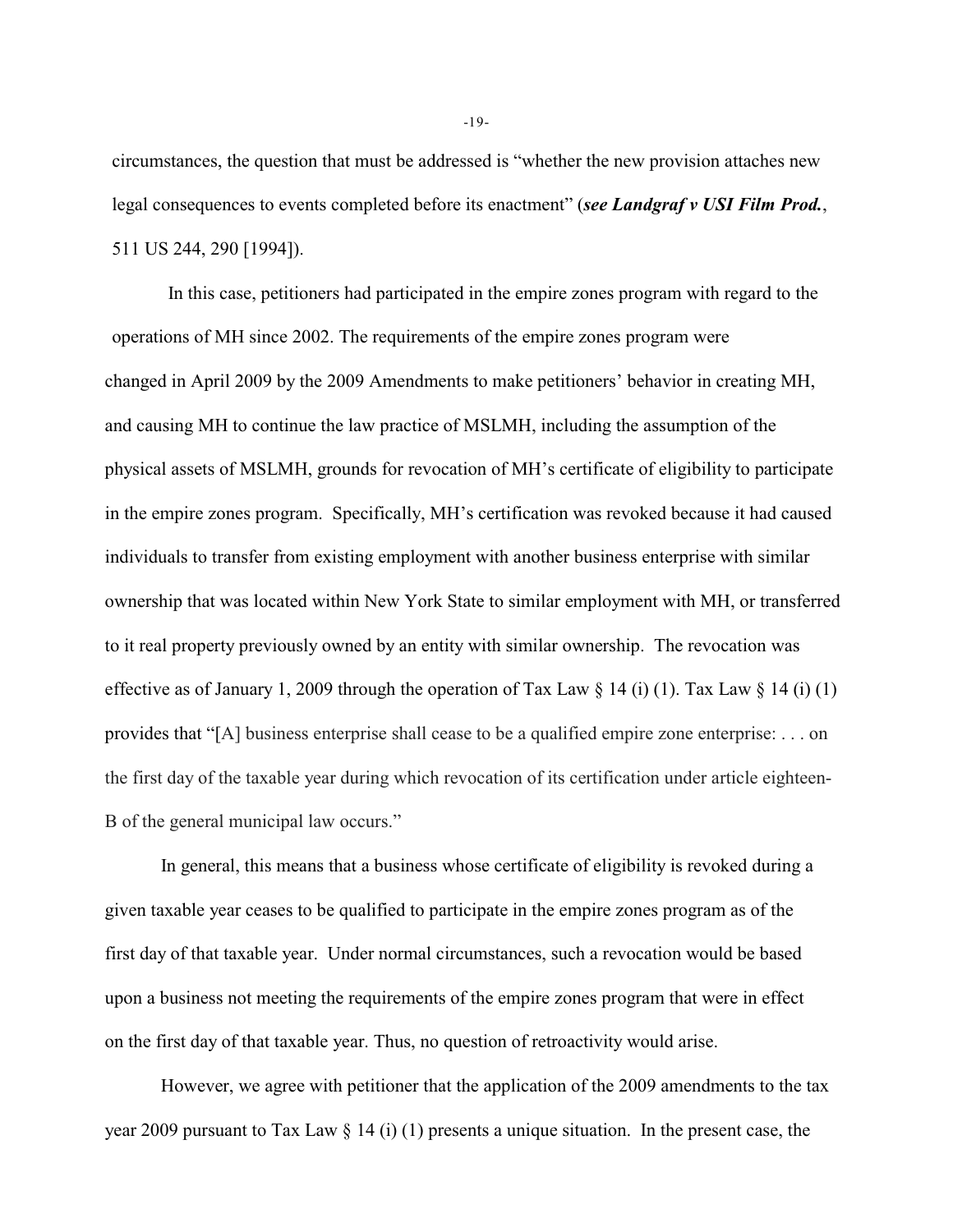circumstances, the question that must be addressed is "whether the new provision attaches new legal consequences to events completed before its enactment" (***see Landgraf v USI Film Prod.***, 511 US 244, 290 [1994]).

In this case, petitioners had participated in the empire zones program with regard to the operations of MH since 2002. The requirements of the empire zones program were changed in April 2009 by the 2009 Amendments to make petitioners' behavior in creating MH, and causing MH to continue the law practice of MSLMH, including the assumption of the physical assets of MSLMH, grounds for revocation of MH's certificate of eligibility to participate in the empire zones program. Specifically, MH's certification was revoked because it had caused individuals to transfer from existing employment with another business enterprise with similar ownership that was located within New York State to similar employment with MH, or transferred to it real property previously owned by an entity with similar ownership. The revocation was effective as of January 1, 2009 through the operation of Tax Law § 14 (i) (1). Tax Law § 14 (i) (1) provides that "[A] business enterprise shall cease to be a qualified empire zone enterprise: . . . on the first day of the taxable year during which revocation of its certification under article eighteen-B of the general municipal law occurs."

In general, this means that a business whose certificate of eligibility is revoked during a given taxable year ceases to be qualified to participate in the empire zones program as of the first day of that taxable year. Under normal circumstances, such a revocation would be based upon a business not meeting the requirements of the empire zones program that were in effect on the first day of that taxable year. Thus, no question of retroactivity would arise.

However, we agree with petitioner that the application of the 2009 amendments to the tax year 2009 pursuant to Tax Law § 14 (i) (1) presents a unique situation. In the present case, the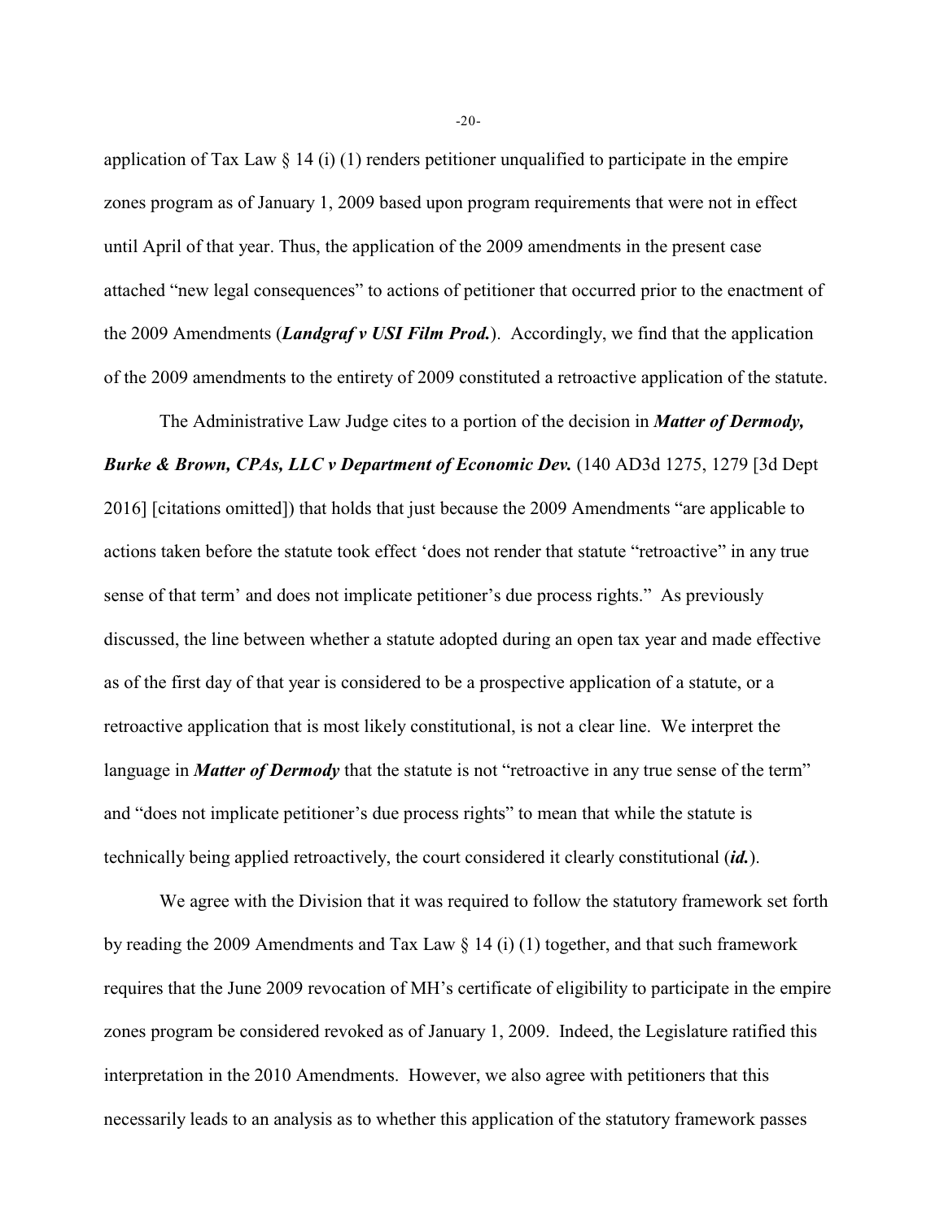application of Tax Law § 14 (i) (1) renders petitioner unqualified to participate in the empire zones program as of January 1, 2009 based upon program requirements that were not in effect until April of that year. Thus, the application of the 2009 amendments in the present case attached "new legal consequences" to actions of petitioner that occurred prior to the enactment of the 2009 Amendments (***Landgraf v USI Film Prod.***). Accordingly, we find that the application of the 2009 amendments to the entirety of 2009 constituted a retroactive application of the statute.

The Administrative Law Judge cites to a portion of the decision in ***Matter of Dermody, Burke & Brown, CPAs, LLC v Department of Economic Dev.*** (140 AD3d 1275, 1279 [3d Dept 2016] [citations omitted]) that holds that just because the 2009 Amendments "are applicable to actions taken before the statute took effect 'does not render that statute "retroactive" in any true sense of that term' and does not implicate petitioner's due process rights." As previously discussed, the line between whether a statute adopted during an open tax year and made effective as of the first day of that year is considered to be a prospective application of a statute, or a retroactive application that is most likely constitutional, is not a clear line. We interpret the language in ***Matter of Dermody*** that the statute is not "retroactive in any true sense of the term" and "does not implicate petitioner's due process rights" to mean that while the statute is technically being applied retroactively, the court considered it clearly constitutional (***id.***).

We agree with the Division that it was required to follow the statutory framework set forth by reading the 2009 Amendments and Tax Law § 14 (i) (1) together, and that such framework requires that the June 2009 revocation of MH's certificate of eligibility to participate in the empire zones program be considered revoked as of January 1, 2009. Indeed, the Legislature ratified this interpretation in the 2010 Amendments. However, we also agree with petitioners that this necessarily leads to an analysis as to whether this application of the statutory framework passes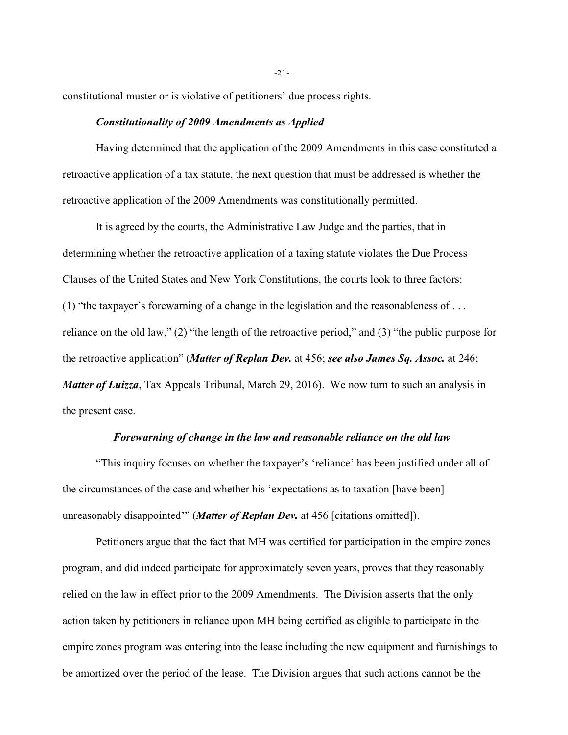constitutional muster or is violative of petitioners' due process rights.

***Constitutionality of 2009 Amendments as Applied***

Having determined that the application of the 2009 Amendments in this case constituted a retroactive application of a tax statute, the next question that must be addressed is whether the retroactive application of the 2009 Amendments was constitutionally permitted.

It is agreed by the courts, the Administrative Law Judge and the parties, that in determining whether the retroactive application of a taxing statute violates the Due Process Clauses of the United States and New York Constitutions, the courts look to three factors: (1) "the taxpayer's forewarning of a change in the legislation and the reasonableness of . . . reliance on the old law," (2) "the length of the retroactive period," and (3) "the public purpose for the retroactive application" (***Matter of Replan Dev.*** at 456; ***see also James Sq. Assoc.*** at 246; ***Matter of Luizza***, Tax Appeals Tribunal, March 29, 2016). We now turn to such an analysis in the present case.

***Forewarning of change in the law and reasonable reliance on the old law***

"This inquiry focuses on whether the taxpayer's 'reliance' has been justified under all of the circumstances of the case and whether his 'expectations as to taxation [have been] unreasonably disappointed'" (***Matter of Replan Dev.*** at 456 [citations omitted]).

Petitioners argue that the fact that MH was certified for participation in the empire zones program, and did indeed participate for approximately seven years, proves that they reasonably relied on the law in effect prior to the 2009 Amendments. The Division asserts that the only action taken by petitioners in reliance upon MH being certified as eligible to participate in the empire zones program was entering into the lease including the new equipment and furnishings to be amortized over the period of the lease. The Division argues that such actions cannot be the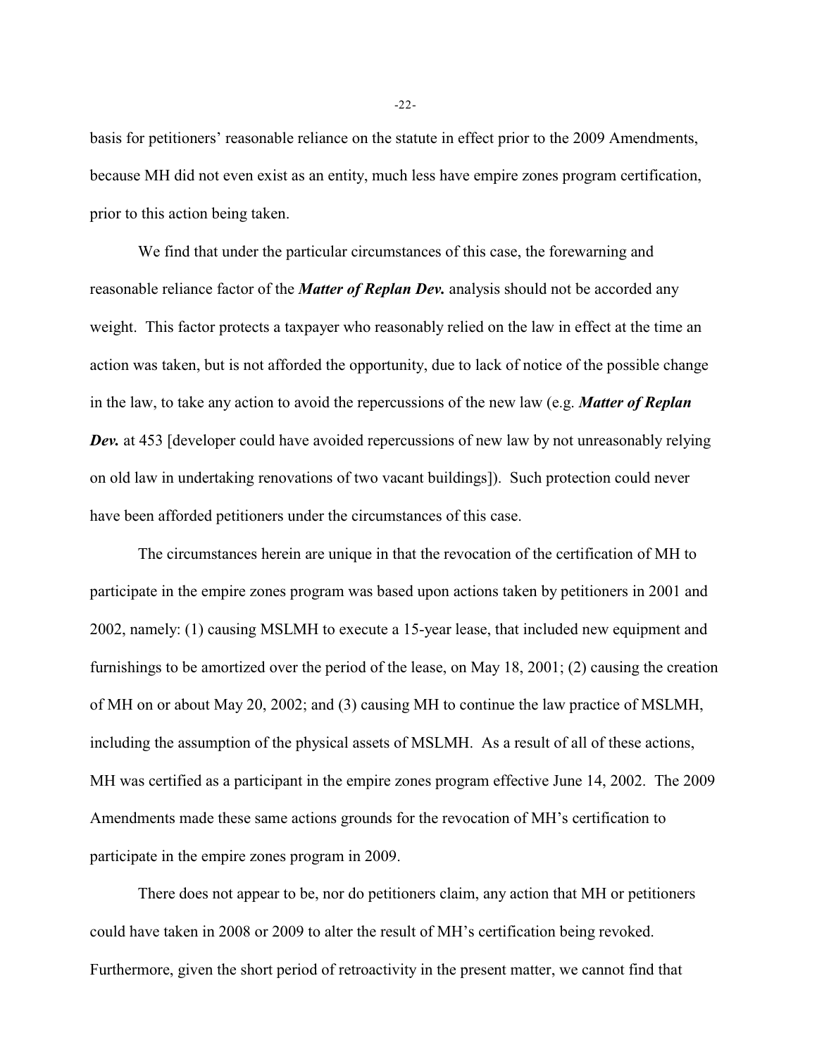basis for petitioners' reasonable reliance on the statute in effect prior to the 2009 Amendments, because MH did not even exist as an entity, much less have empire zones program certification, prior to this action being taken.

We find that under the particular circumstances of this case, the forewarning and reasonable reliance factor of the ***Matter of Replan Dev.*** analysis should not be accorded any weight. This factor protects a taxpayer who reasonably relied on the law in effect at the time an action was taken, but is not afforded the opportunity, due to lack of notice of the possible change in the law, to take any action to avoid the repercussions of the new law (e.g. ***Matter of Replan Dev.*** at 453 [developer could have avoided repercussions of new law by not unreasonably relying on old law in undertaking renovations of two vacant buildings]). Such protection could never have been afforded petitioners under the circumstances of this case.

The circumstances herein are unique in that the revocation of the certification of MH to participate in the empire zones program was based upon actions taken by petitioners in 2001 and 2002, namely: (1) causing MSLMH to execute a 15-year lease, that included new equipment and furnishings to be amortized over the period of the lease, on May 18, 2001; (2) causing the creation of MH on or about May 20, 2002; and (3) causing MH to continue the law practice of MSLMH, including the assumption of the physical assets of MSLMH. As a result of all of these actions, MH was certified as a participant in the empire zones program effective June 14, 2002. The 2009 Amendments made these same actions grounds for the revocation of MH's certification to participate in the empire zones program in 2009.

There does not appear to be, nor do petitioners claim, any action that MH or petitioners could have taken in 2008 or 2009 to alter the result of MH's certification being revoked. Furthermore, given the short period of retroactivity in the present matter, we cannot find that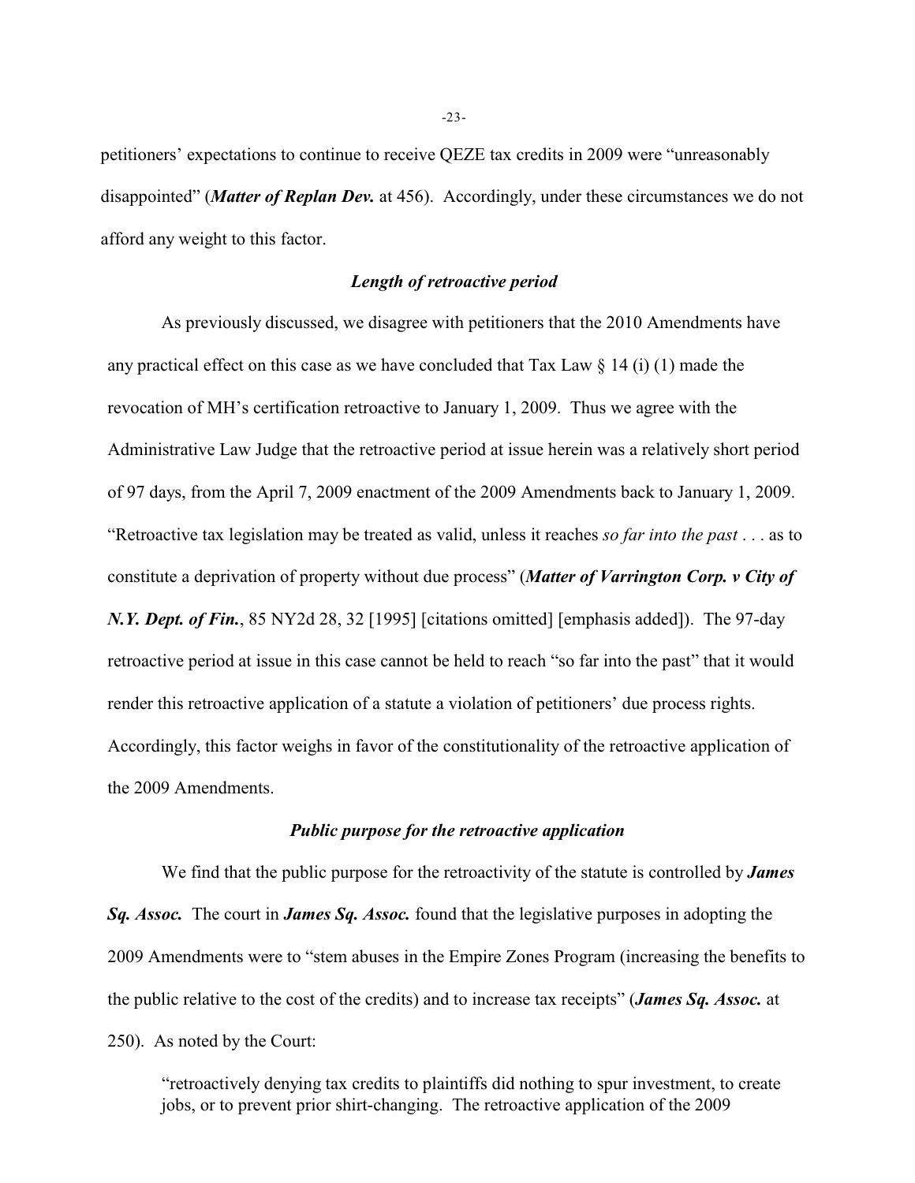petitioners' expectations to continue to receive QEZE tax credits in 2009 were "unreasonably disappointed" (***Matter of Replan Dev.*** at 456). Accordingly, under these circumstances we do not afford any weight to this factor.

### *Length of retroactive period*

As previously discussed, we disagree with petitioners that the 2010 Amendments have any practical effect on this case as we have concluded that Tax Law § 14 (i) (1) made the revocation of MH's certification retroactive to January 1, 2009. Thus we agree with the Administrative Law Judge that the retroactive period at issue herein was a relatively short period of 97 days, from the April 7, 2009 enactment of the 2009 Amendments back to January 1, 2009. "Retroactive tax legislation may be treated as valid, unless it reaches *so far into the past* . . . as to constitute a deprivation of property without due process" (***Matter of Varrington Corp. v City of N.Y. Dept. of Fin.***, 85 NY2d 28, 32 [1995] [citations omitted] [emphasis added]). The 97-day retroactive period at issue in this case cannot be held to reach "so far into the past" that it would render this retroactive application of a statute a violation of petitioners' due process rights. Accordingly, this factor weighs in favor of the constitutionality of the retroactive application of the 2009 Amendments.

### *Public purpose for the retroactive application*

We find that the public purpose for the retroactivity of the statute is controlled by ***James Sq. Assoc.*** The court in ***James Sq. Assoc.*** found that the legislative purposes in adopting the 2009 Amendments were to "stem abuses in the Empire Zones Program (increasing the benefits to the public relative to the cost of the credits) and to increase tax receipts" (***James Sq. Assoc.*** at 250). As noted by the Court:

> "retroactively denying tax credits to plaintiffs did nothing to spur investment, to create jobs, or to prevent prior shirt-changing. The retroactive application of the 2009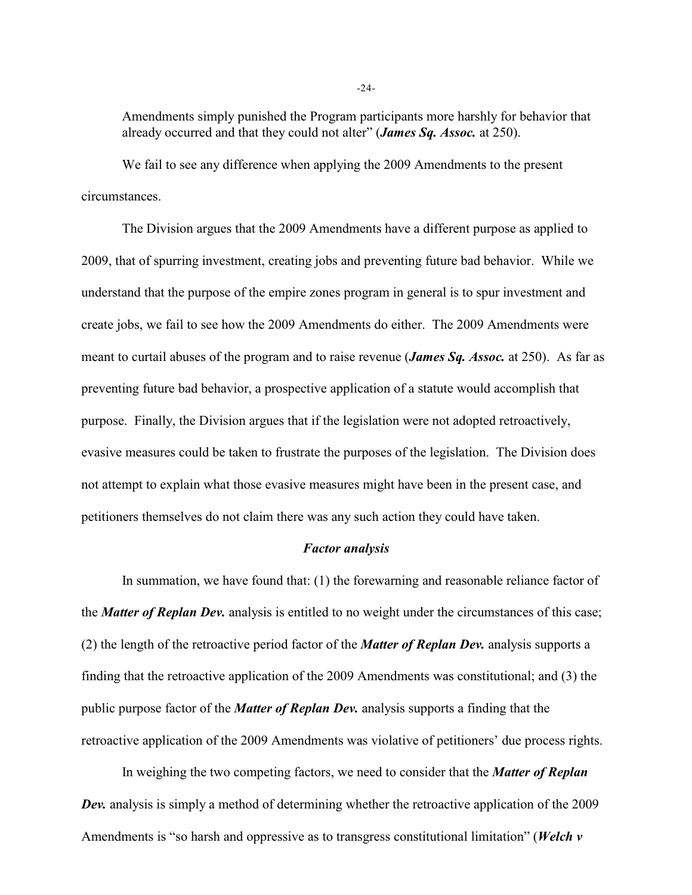Amendments simply punished the Program participants more harshly for behavior that already occurred and that they could not alter" (***James Sq. Assoc.*** at 250).

We fail to see any difference when applying the 2009 Amendments to the present circumstances.

The Division argues that the 2009 Amendments have a different purpose as applied to 2009, that of spurring investment, creating jobs and preventing future bad behavior. While we understand that the purpose of the empire zones program in general is to spur investment and create jobs, we fail to see how the 2009 Amendments do either. The 2009 Amendments were meant to curtail abuses of the program and to raise revenue (***James Sq. Assoc.*** at 250). As far as preventing future bad behavior, a prospective application of a statute would accomplish that purpose. Finally, the Division argues that if the legislation were not adopted retroactively, evasive measures could be taken to frustrate the purposes of the legislation. The Division does not attempt to explain what those evasive measures might have been in the present case, and petitioners themselves do not claim there was any such action they could have taken.

### *Factor analysis*

In summation, we have found that: (1) the forewarning and reasonable reliance factor of the ***Matter of Replan Dev.*** analysis is entitled to no weight under the circumstances of this case; (2) the length of the retroactive period factor of the ***Matter of Replan Dev.*** analysis supports a finding that the retroactive application of the 2009 Amendments was constitutional; and (3) the public purpose factor of the ***Matter of Replan Dev.*** analysis supports a finding that the retroactive application of the 2009 Amendments was violative of petitioners' due process rights.

In weighing the two competing factors, we need to consider that the ***Matter of Replan Dev.*** analysis is simply a method of determining whether the retroactive application of the 2009 Amendments is "so harsh and oppressive as to transgress constitutional limitation" (***Welch v***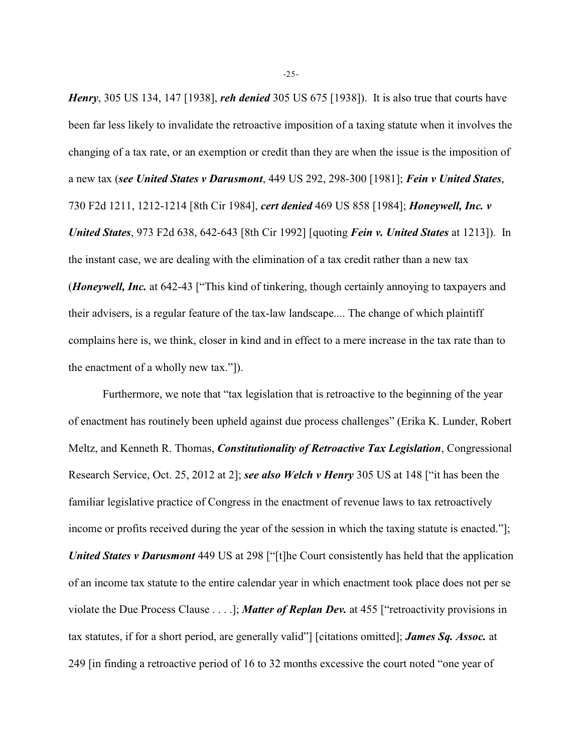***Henry***, 305 US 134, 147 [1938], ***reh denied*** 305 US 675 [1938]). It is also true that courts have been far less likely to invalidate the retroactive imposition of a taxing statute when it involves the changing of a tax rate, or an exemption or credit than they are when the issue is the imposition of a new tax (***see United States v Darusmont***, 449 US 292, 298-300 [1981]; ***Fein v United States***, 730 F2d 1211, 1212-1214 [8th Cir 1984], ***cert denied*** 469 US 858 [1984]; ***Honeywell, Inc. v United States***, 973 F2d 638, 642-643 [8th Cir 1992] [quoting ***Fein v. United States*** at 1213]). In the instant case, we are dealing with the elimination of a tax credit rather than a new tax (***Honeywell, Inc.*** at 642-43 ["This kind of tinkering, though certainly annoying to taxpayers and their advisers, is a regular feature of the tax-law landscape.... The change of which plaintiff complains here is, we think, closer in kind and in effect to a mere increase in the tax rate than to the enactment of a wholly new tax."]).

Furthermore, we note that "tax legislation that is retroactive to the beginning of the year of enactment has routinely been upheld against due process challenges" (Erika K. Lunder, Robert Meltz, and Kenneth R. Thomas, ***Constitutionality of Retroactive Tax Legislation***, Congressional Research Service, Oct. 25, 2012 at 2]; ***see also Welch v Henry*** 305 US at 148 ["it has been the familiar legislative practice of Congress in the enactment of revenue laws to tax retroactively income or profits received during the year of the session in which the taxing statute is enacted."]; ***United States v Darusmont*** 449 US at 298 ["[t]he Court consistently has held that the application of an income tax statute to the entire calendar year in which enactment took place does not per se violate the Due Process Clause . . . .]; ***Matter of Replan Dev.*** at 455 ["retroactivity provisions in tax statutes, if for a short period, are generally valid"] [citations omitted]; ***James Sq. Assoc.*** at 249 [in finding a retroactive period of 16 to 32 months excessive the court noted "one year of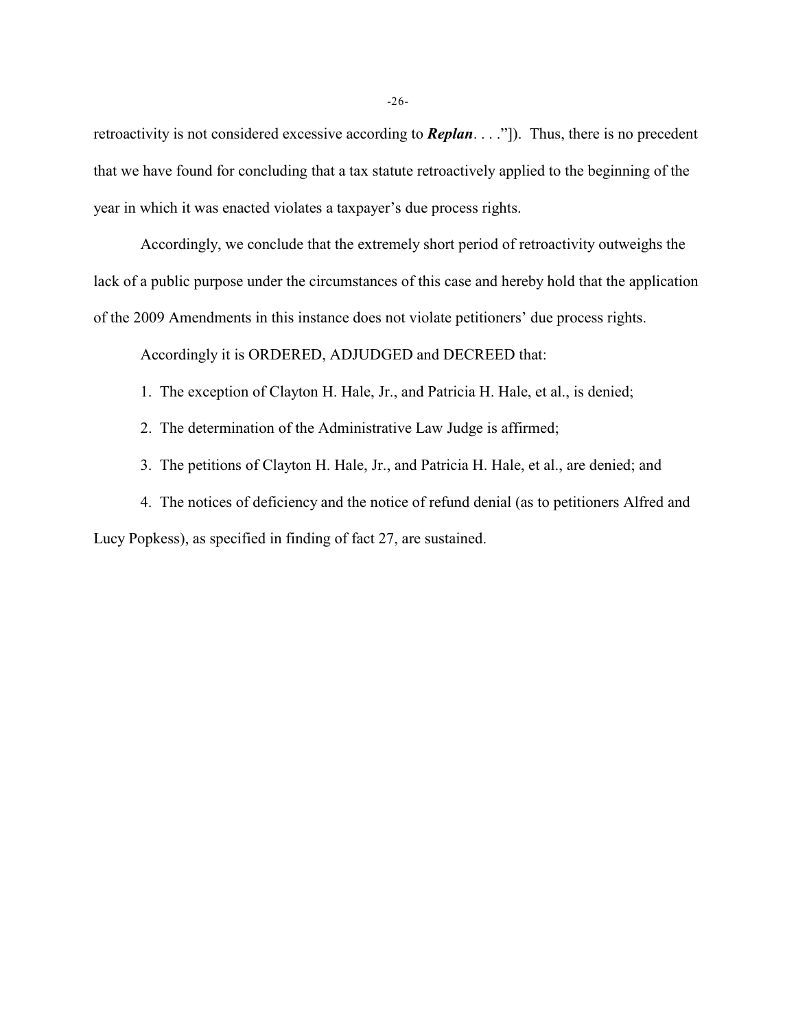retroactivity is not considered excessive according to ***Replan*****. . . .**"]). Thus, there is no precedent that we have found for concluding that a tax statute retroactively applied to the beginning of the year in which it was enacted violates a taxpayer's due process rights.

Accordingly, we conclude that the extremely short period of retroactivity outweighs the lack of a public purpose under the circumstances of this case and hereby hold that the application of the 2009 Amendments in this instance does not violate petitioners' due process rights.

Accordingly it is ORDERED, ADJUDGED and DECREED that:

1. The exception of Clayton H. Hale, Jr., and Patricia H. Hale, et al., is denied;

2. The determination of the Administrative Law Judge is affirmed;

3. The petitions of Clayton H. Hale, Jr., and Patricia H. Hale, et al., are denied; and

4. The notices of deficiency and the notice of refund denial (as to petitioners Alfred and Lucy Popkess), as specified in finding of fact 27, are sustained.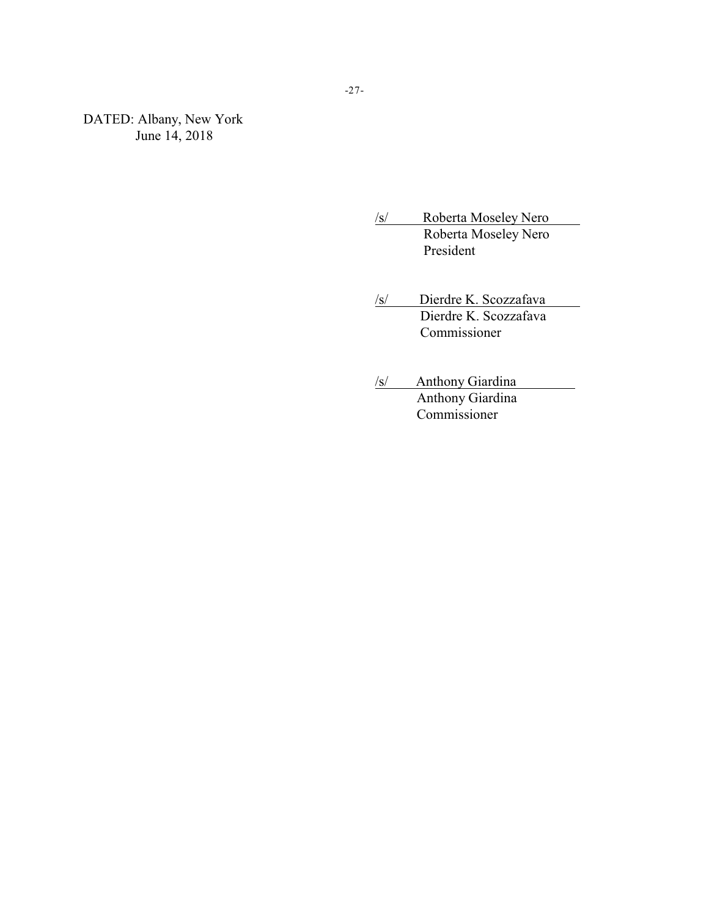DATED: Albany, New York
June 14, 2018

/s/ Roberta Moseley Nero
Roberta Moseley Nero
President

/s/ Dierdre K. Scozzafava
Dierdre K. Scozzafava
Commissioner

/s/ Anthony Giardina
Anthony Giardina
Commissioner